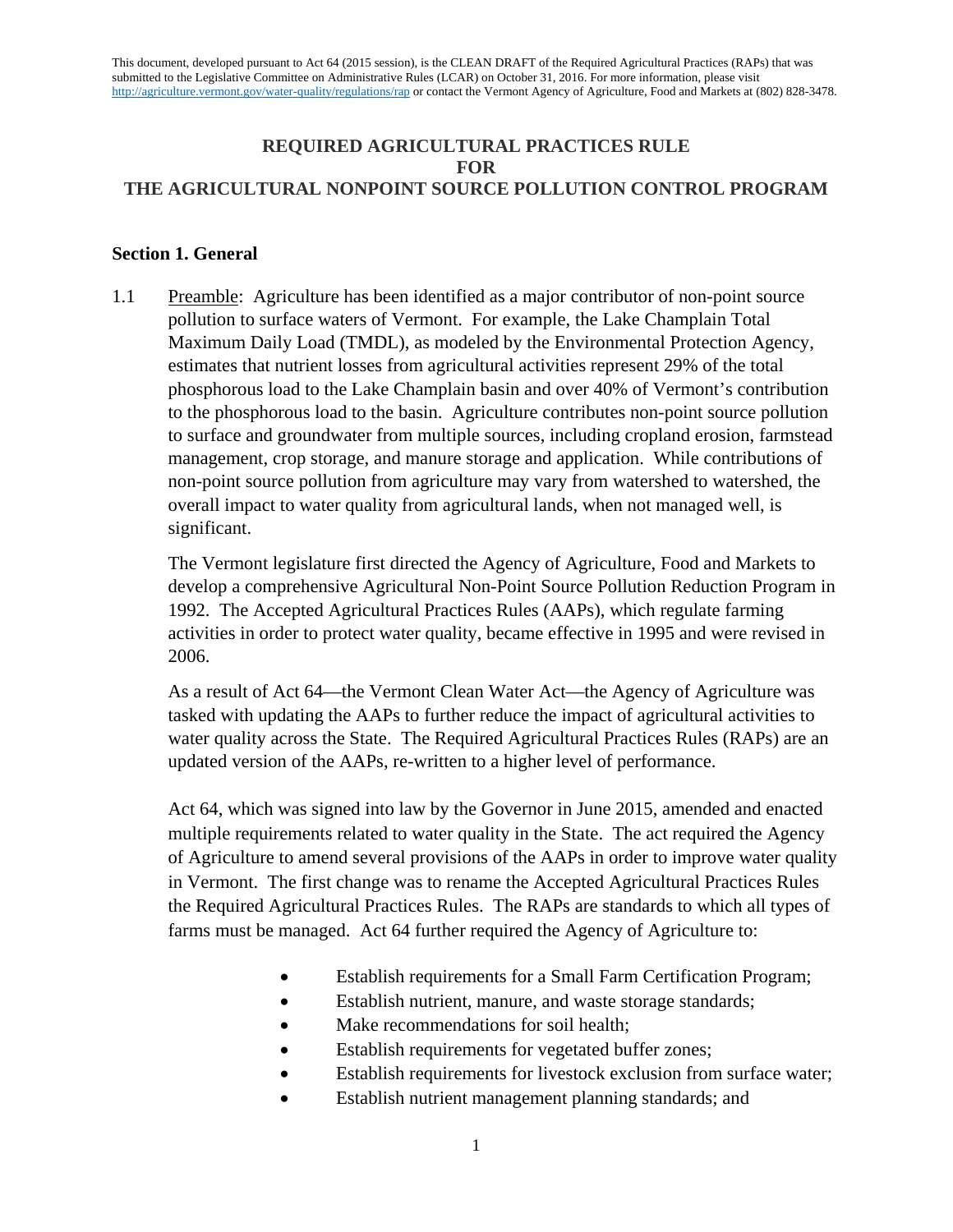This document, developed pursuant to Act 64 (2015 session), is the CLEAN DRAFT of the Required Agricultural Practices (RAPs) that was submitted to the Legislative Committee on Administrative Rules (LCAR) on October 31, 2016. For more information, please visit http://agriculture.vermont.gov/water-quality/regulations/rap or contact the Vermont Agency of Agriculture, Food and Markets at (802) 828-3478.

# REQUIRED AGRICULTURAL PRACTICES RULE FOR THE AGRICULTURAL NONPOINT SOURCE POLLUTION CONTROL PROGRAM

## Section 1. General

1.1 Preamble: Agriculture has been identified as a major contributor of non-point source pollution to surface waters of Vermont. For example, the Lake Champlain Total Maximum Daily Load (TMDL), as modeled by the Environmental Protection Agency, estimates that nutrient losses from agricultural activities represent 29% of the total phosphorous load to the Lake Champlain basin and over 40% of Vermont's contribution to the phosphorous load to the basin. Agriculture contributes non-point source pollution to surface and groundwater from multiple sources, including cropland erosion, farmstead management, crop storage, and manure storage and application. While contributions of non-point source pollution from agriculture may vary from watershed to watershed, the overall impact to water quality from agricultural lands, when not managed well, is significant.

The Vermont legislature first directed the Agency of Agriculture, Food and Markets to develop a comprehensive Agricultural Non-Point Source Pollution Reduction Program in 1992. The Accepted Agricultural Practices Rules (AAPs), which regulate farming activities in order to protect water quality, became effective in 1995 and were revised in 2006.

As a result of Act 64—the Vermont Clean Water Act—the Agency of Agriculture was tasked with updating the AAPs to further reduce the impact of agricultural activities to water quality across the State. The Required Agricultural Practices Rules (RAPs) are an updated version of the AAPs, re-written to a higher level of performance.

Act 64, which was signed into law by the Governor in June 2015, amended and enacted multiple requirements related to water quality in the State. The act required the Agency of Agriculture to amend several provisions of the AAPs in order to improve water quality in Vermont. The first change was to rename the Accepted Agricultural Practices Rules the Required Agricultural Practices Rules. The RAPs are standards to which all types of farms must be managed. Act 64 further required the Agency of Agriculture to:

- Establish requirements for a Small Farm Certification Program;
- Establish nutrient, manure, and waste storage standards;
- Make recommendations for soil health;
- Establish requirements for vegetated buffer zones;
- Establish requirements for livestock exclusion from surface water;
- Establish nutrient management planning standards; and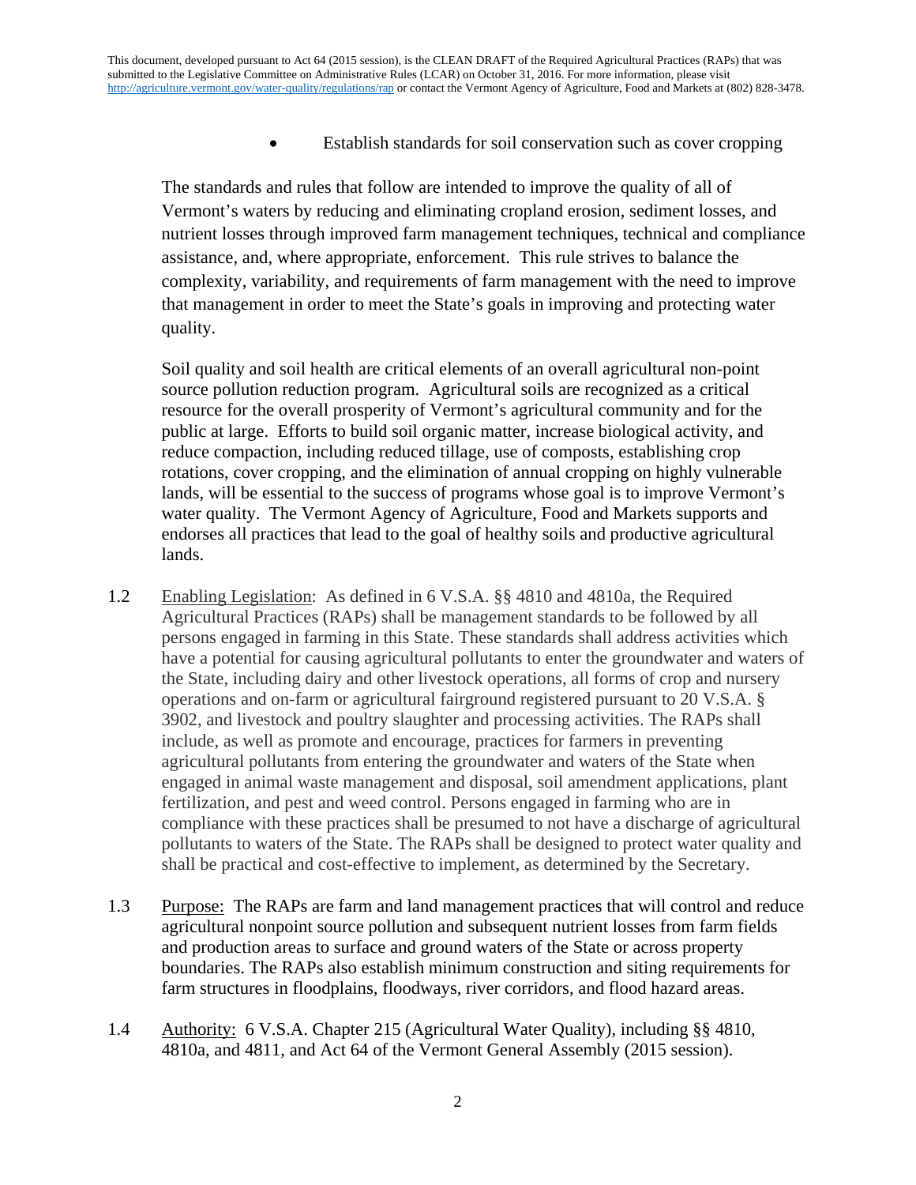- Establish standards for soil conservation such as cover cropping

The standards and rules that follow are intended to improve the quality of all of Vermont's waters by reducing and eliminating cropland erosion, sediment losses, and nutrient losses through improved farm management techniques, technical and compliance assistance, and, where appropriate, enforcement. This rule strives to balance the complexity, variability, and requirements of farm management with the need to improve that management in order to meet the State's goals in improving and protecting water quality.

Soil quality and soil health are critical elements of an overall agricultural non-point source pollution reduction program. Agricultural soils are recognized as a critical resource for the overall prosperity of Vermont's agricultural community and for the public at large. Efforts to build soil organic matter, increase biological activity, and reduce compaction, including reduced tillage, use of composts, establishing crop rotations, cover cropping, and the elimination of annual cropping on highly vulnerable lands, will be essential to the success of programs whose goal is to improve Vermont's water quality. The Vermont Agency of Agriculture, Food and Markets supports and endorses all practices that lead to the goal of healthy soils and productive agricultural lands.

1.2 Enabling Legislation: As defined in 6 V.S.A. §§ 4810 and 4810a, the Required Agricultural Practices (RAPs) shall be management standards to be followed by all persons engaged in farming in this State. These standards shall address activities which have a potential for causing agricultural pollutants to enter the groundwater and waters of the State, including dairy and other livestock operations, all forms of crop and nursery operations and on-farm or agricultural fairground registered pursuant to 20 V.S.A. § 3902, and livestock and poultry slaughter and processing activities. The RAPs shall include, as well as promote and encourage, practices for farmers in preventing agricultural pollutants from entering the groundwater and waters of the State when engaged in animal waste management and disposal, soil amendment applications, plant fertilization, and pest and weed control. Persons engaged in farming who are in compliance with these practices shall be presumed to not have a discharge of agricultural pollutants to waters of the State. The RAPs shall be designed to protect water quality and shall be practical and cost-effective to implement, as determined by the Secretary.

1.3 Purpose: The RAPs are farm and land management practices that will control and reduce agricultural nonpoint source pollution and subsequent nutrient losses from farm fields and production areas to surface and ground waters of the State or across property boundaries. The RAPs also establish minimum construction and siting requirements for farm structures in floodplains, floodways, river corridors, and flood hazard areas.

1.4 Authority: 6 V.S.A. Chapter 215 (Agricultural Water Quality), including §§ 4810, 4810a, and 4811, and Act 64 of the Vermont General Assembly (2015 session).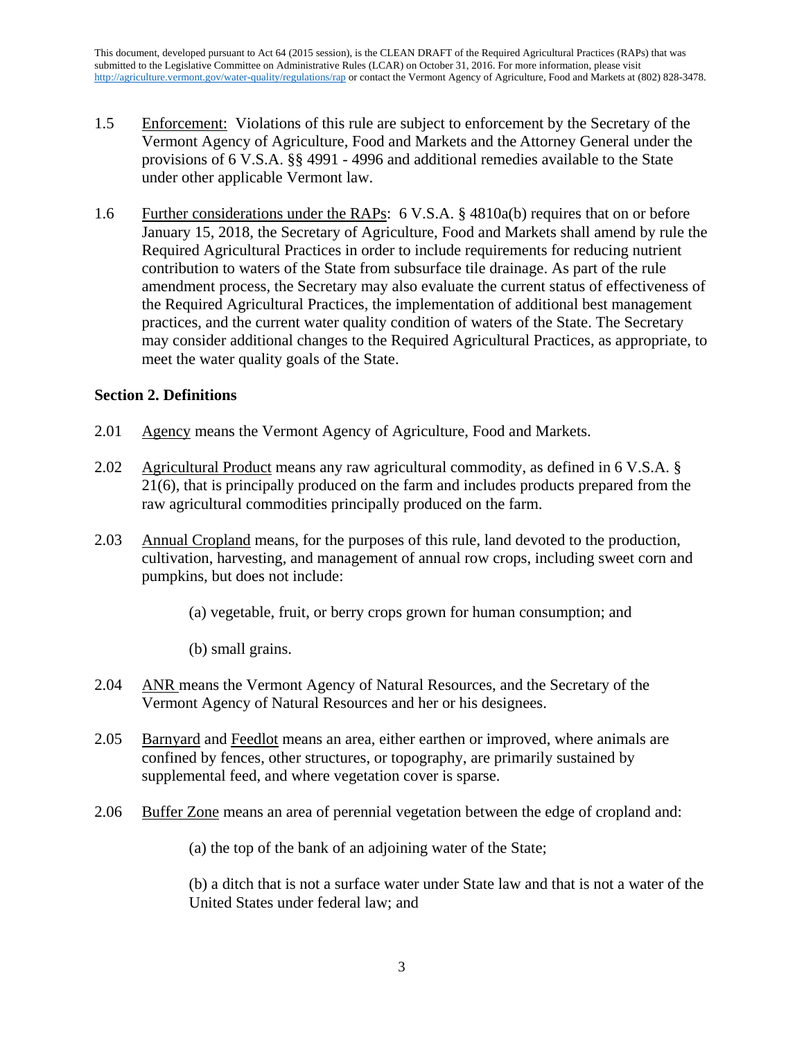1.5 Enforcement: Violations of this rule are subject to enforcement by the Secretary of the Vermont Agency of Agriculture, Food and Markets and the Attorney General under the provisions of 6 V.S.A. §§ 4991 - 4996 and additional remedies available to the State under other applicable Vermont law.

1.6 Further considerations under the RAPs: 6 V.S.A. § 4810a(b) requires that on or before January 15, 2018, the Secretary of Agriculture, Food and Markets shall amend by rule the Required Agricultural Practices in order to include requirements for reducing nutrient contribution to waters of the State from subsurface tile drainage. As part of the rule amendment process, the Secretary may also evaluate the current status of effectiveness of the Required Agricultural Practices, the implementation of additional best management practices, and the current water quality condition of waters of the State. The Secretary may consider additional changes to the Required Agricultural Practices, as appropriate, to meet the water quality goals of the State.

## Section 2. Definitions

2.01 Agency means the Vermont Agency of Agriculture, Food and Markets.

2.02 Agricultural Product means any raw agricultural commodity, as defined in 6 V.S.A. § 21(6), that is principally produced on the farm and includes products prepared from the raw agricultural commodities principally produced on the farm.

2.03 Annual Cropland means, for the purposes of this rule, land devoted to the production, cultivation, harvesting, and management of annual row crops, including sweet corn and pumpkins, but does not include:

(a) vegetable, fruit, or berry crops grown for human consumption; and

(b) small grains.

2.04 ANR means the Vermont Agency of Natural Resources, and the Secretary of the Vermont Agency of Natural Resources and her or his designees.

2.05 Barnyard and Feedlot means an area, either earthen or improved, where animals are confined by fences, other structures, or topography, are primarily sustained by supplemental feed, and where vegetation cover is sparse.

2.06 Buffer Zone means an area of perennial vegetation between the edge of cropland and:

(a) the top of the bank of an adjoining water of the State;

(b) a ditch that is not a surface water under State law and that is not a water of the United States under federal law; and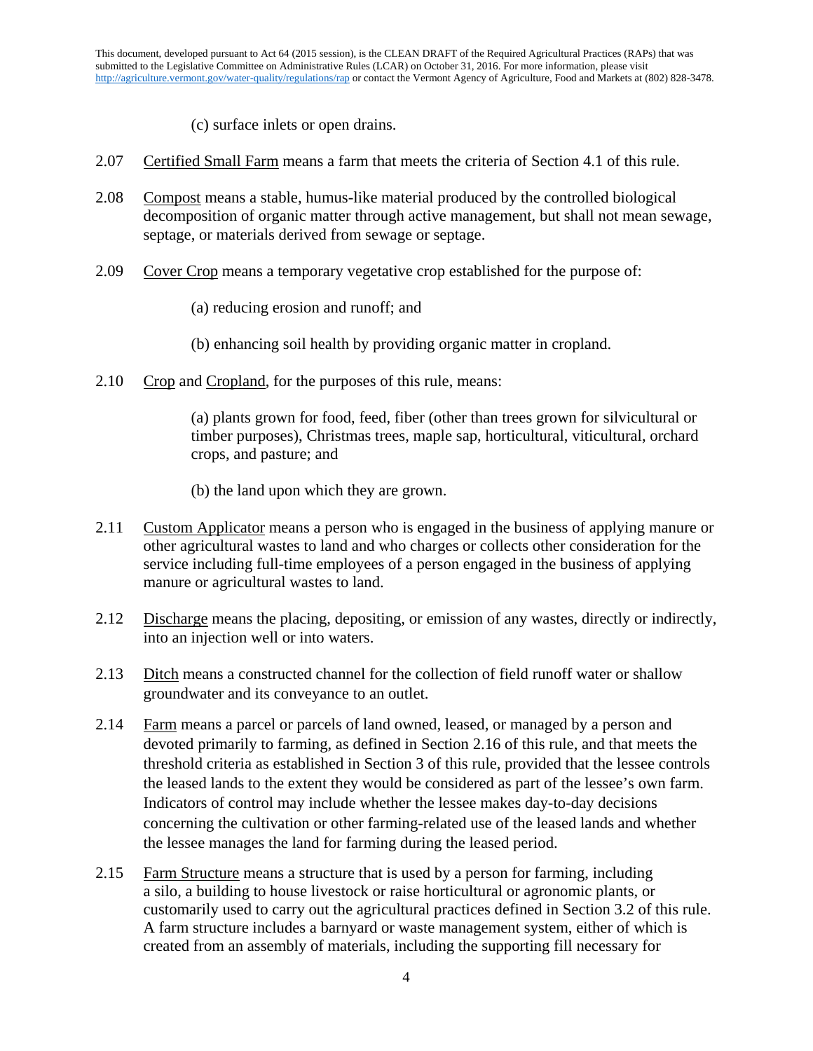(c) surface inlets or open drains.

2.07 Certified Small Farm means a farm that meets the criteria of Section 4.1 of this rule.

2.08 Compost means a stable, humus-like material produced by the controlled biological decomposition of organic matter through active management, but shall not mean sewage, septage, or materials derived from sewage or septage.

2.09 Cover Crop means a temporary vegetative crop established for the purpose of:

(a) reducing erosion and runoff; and

(b) enhancing soil health by providing organic matter in cropland.

2.10 Crop and Cropland, for the purposes of this rule, means:

(a) plants grown for food, feed, fiber (other than trees grown for silvicultural or timber purposes), Christmas trees, maple sap, horticultural, viticultural, orchard crops, and pasture; and

(b) the land upon which they are grown.

2.11 Custom Applicator means a person who is engaged in the business of applying manure or other agricultural wastes to land and who charges or collects other consideration for the service including full-time employees of a person engaged in the business of applying manure or agricultural wastes to land.

2.12 Discharge means the placing, depositing, or emission of any wastes, directly or indirectly, into an injection well or into waters.

2.13 Ditch means a constructed channel for the collection of field runoff water or shallow groundwater and its conveyance to an outlet.

2.14 Farm means a parcel or parcels of land owned, leased, or managed by a person and devoted primarily to farming, as defined in Section 2.16 of this rule, and that meets the threshold criteria as established in Section 3 of this rule, provided that the lessee controls the leased lands to the extent they would be considered as part of the lessee's own farm. Indicators of control may include whether the lessee makes day-to-day decisions concerning the cultivation or other farming-related use of the leased lands and whether the lessee manages the land for farming during the leased period.

2.15 Farm Structure means a structure that is used by a person for farming, including a silo, a building to house livestock or raise horticultural or agronomic plants, or customarily used to carry out the agricultural practices defined in Section 3.2 of this rule. A farm structure includes a barnyard or waste management system, either of which is created from an assembly of materials, including the supporting fill necessary for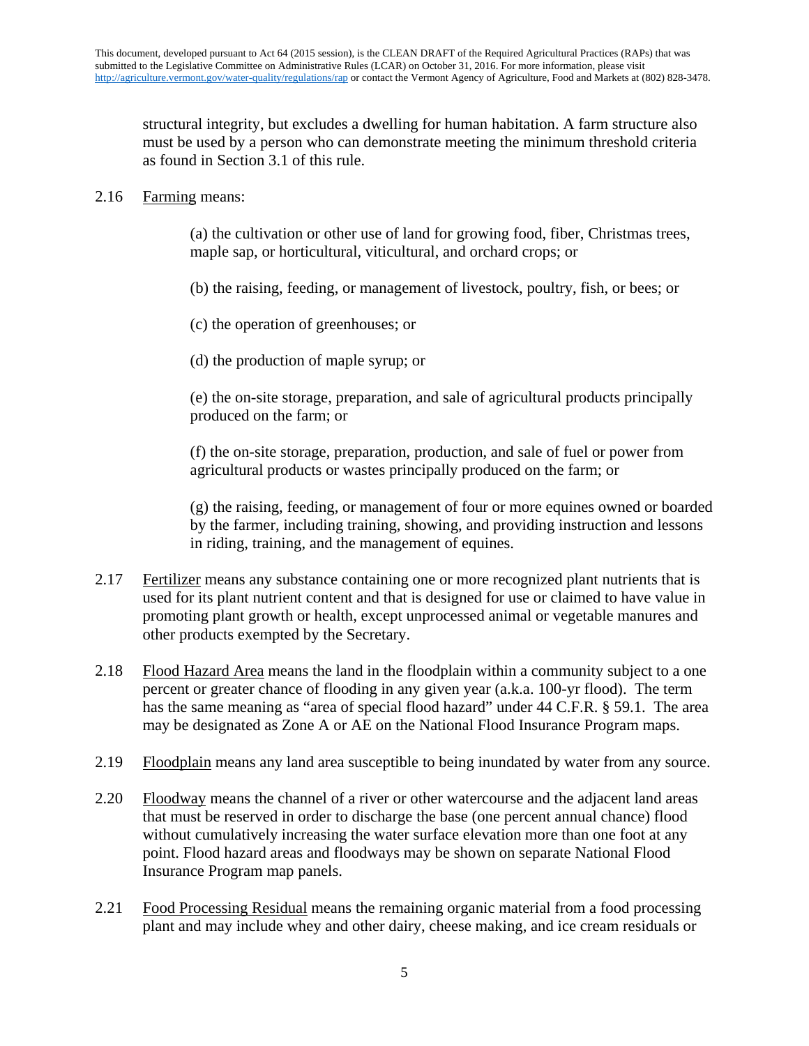structural integrity, but excludes a dwelling for human habitation. A farm structure also must be used by a person who can demonstrate meeting the minimum threshold criteria as found in Section 3.1 of this rule.

2.16 Farming means:

(a) the cultivation or other use of land for growing food, fiber, Christmas trees, maple sap, or horticultural, viticultural, and orchard crops; or

(b) the raising, feeding, or management of livestock, poultry, fish, or bees; or

(c) the operation of greenhouses; or

(d) the production of maple syrup; or

(e) the on-site storage, preparation, and sale of agricultural products principally produced on the farm; or

(f) the on-site storage, preparation, production, and sale of fuel or power from agricultural products or wastes principally produced on the farm; or

(g) the raising, feeding, or management of four or more equines owned or boarded by the farmer, including training, showing, and providing instruction and lessons in riding, training, and the management of equines.

2.17 Fertilizer means any substance containing one or more recognized plant nutrients that is used for its plant nutrient content and that is designed for use or claimed to have value in promoting plant growth or health, except unprocessed animal or vegetable manures and other products exempted by the Secretary.

2.18 Flood Hazard Area means the land in the floodplain within a community subject to a one percent or greater chance of flooding in any given year (a.k.a. 100-yr flood). The term has the same meaning as "area of special flood hazard" under 44 C.F.R. § 59.1. The area may be designated as Zone A or AE on the National Flood Insurance Program maps.

2.19 Floodplain means any land area susceptible to being inundated by water from any source.

2.20 Floodway means the channel of a river or other watercourse and the adjacent land areas that must be reserved in order to discharge the base (one percent annual chance) flood without cumulatively increasing the water surface elevation more than one foot at any point. Flood hazard areas and floodways may be shown on separate National Flood Insurance Program map panels.

2.21 Food Processing Residual means the remaining organic material from a food processing plant and may include whey and other dairy, cheese making, and ice cream residuals or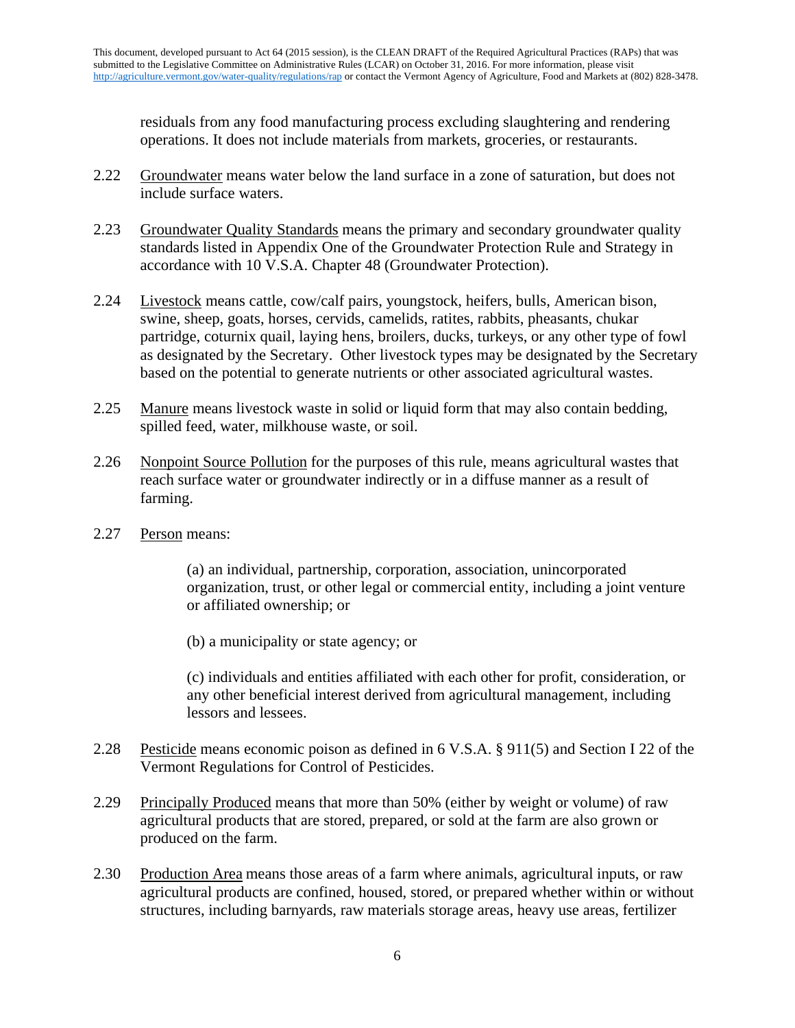residuals from any food manufacturing process excluding slaughtering and rendering operations. It does not include materials from markets, groceries, or restaurants.

2.22 Groundwater means water below the land surface in a zone of saturation, but does not include surface waters.

2.23 Groundwater Quality Standards means the primary and secondary groundwater quality standards listed in Appendix One of the Groundwater Protection Rule and Strategy in accordance with 10 V.S.A. Chapter 48 (Groundwater Protection).

2.24 Livestock means cattle, cow/calf pairs, youngstock, heifers, bulls, American bison, swine, sheep, goats, horses, cervids, camelids, ratites, rabbits, pheasants, chukar partridge, coturnix quail, laying hens, broilers, ducks, turkeys, or any other type of fowl as designated by the Secretary. Other livestock types may be designated by the Secretary based on the potential to generate nutrients or other associated agricultural wastes.

2.25 Manure means livestock waste in solid or liquid form that may also contain bedding, spilled feed, water, milkhouse waste, or soil.

2.26 Nonpoint Source Pollution for the purposes of this rule, means agricultural wastes that reach surface water or groundwater indirectly or in a diffuse manner as a result of farming.

2.27 Person means:

(a) an individual, partnership, corporation, association, unincorporated organization, trust, or other legal or commercial entity, including a joint venture or affiliated ownership; or

(b) a municipality or state agency; or

(c) individuals and entities affiliated with each other for profit, consideration, or any other beneficial interest derived from agricultural management, including lessors and lessees.

2.28 Pesticide means economic poison as defined in 6 V.S.A. § 911(5) and Section I 22 of the Vermont Regulations for Control of Pesticides.

2.29 Principally Produced means that more than 50% (either by weight or volume) of raw agricultural products that are stored, prepared, or sold at the farm are also grown or produced on the farm.

2.30 Production Area means those areas of a farm where animals, agricultural inputs, or raw agricultural products are confined, housed, stored, or prepared whether within or without structures, including barnyards, raw materials storage areas, heavy use areas, fertilizer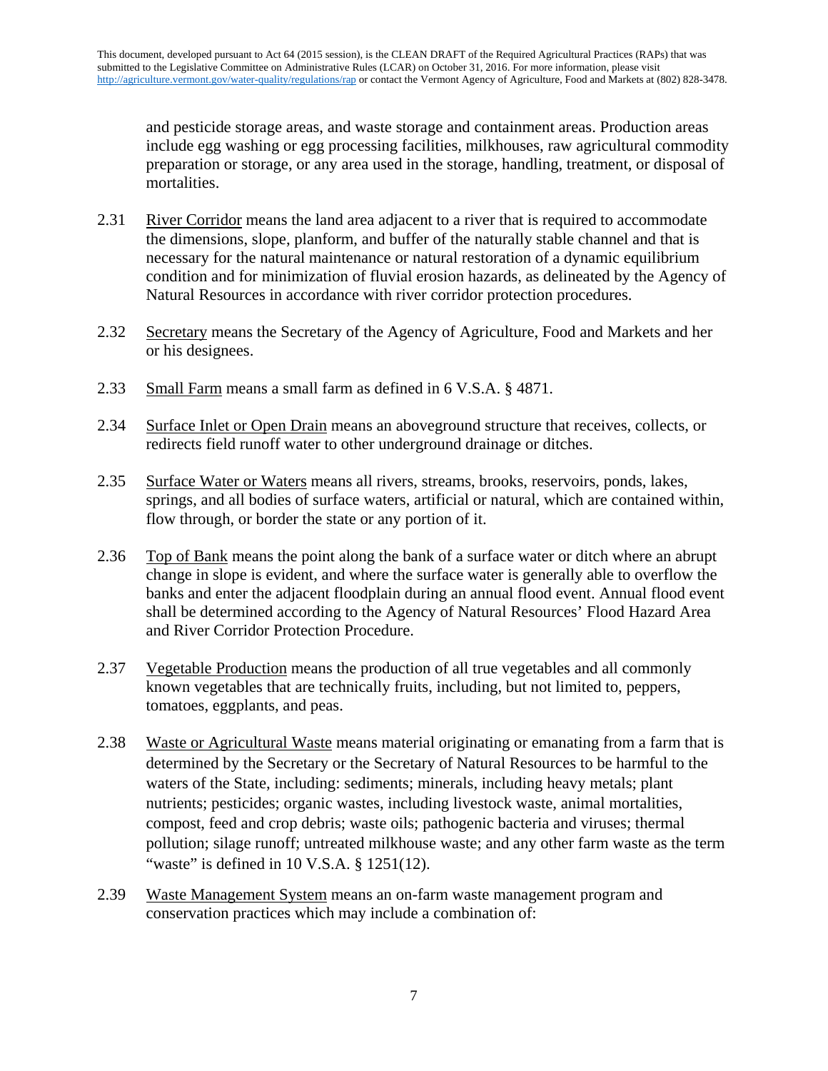and pesticide storage areas, and waste storage and containment areas. Production areas include egg washing or egg processing facilities, milkhouses, raw agricultural commodity preparation or storage, or any area used in the storage, handling, treatment, or disposal of mortalities.

2.31 River Corridor means the land area adjacent to a river that is required to accommodate the dimensions, slope, planform, and buffer of the naturally stable channel and that is necessary for the natural maintenance or natural restoration of a dynamic equilibrium condition and for minimization of fluvial erosion hazards, as delineated by the Agency of Natural Resources in accordance with river corridor protection procedures.

2.32 Secretary means the Secretary of the Agency of Agriculture, Food and Markets and her or his designees.

2.33 Small Farm means a small farm as defined in 6 V.S.A. § 4871.

2.34 Surface Inlet or Open Drain means an aboveground structure that receives, collects, or redirects field runoff water to other underground drainage or ditches.

2.35 Surface Water or Waters means all rivers, streams, brooks, reservoirs, ponds, lakes, springs, and all bodies of surface waters, artificial or natural, which are contained within, flow through, or border the state or any portion of it.

2.36 Top of Bank means the point along the bank of a surface water or ditch where an abrupt change in slope is evident, and where the surface water is generally able to overflow the banks and enter the adjacent floodplain during an annual flood event. Annual flood event shall be determined according to the Agency of Natural Resources' Flood Hazard Area and River Corridor Protection Procedure.

2.37 Vegetable Production means the production of all true vegetables and all commonly known vegetables that are technically fruits, including, but not limited to, peppers, tomatoes, eggplants, and peas.

2.38 Waste or Agricultural Waste means material originating or emanating from a farm that is determined by the Secretary or the Secretary of Natural Resources to be harmful to the waters of the State, including: sediments; minerals, including heavy metals; plant nutrients; pesticides; organic wastes, including livestock waste, animal mortalities, compost, feed and crop debris; waste oils; pathogenic bacteria and viruses; thermal pollution; silage runoff; untreated milkhouse waste; and any other farm waste as the term "waste" is defined in 10 V.S.A. § 1251(12).

2.39 Waste Management System means an on-farm waste management program and conservation practices which may include a combination of: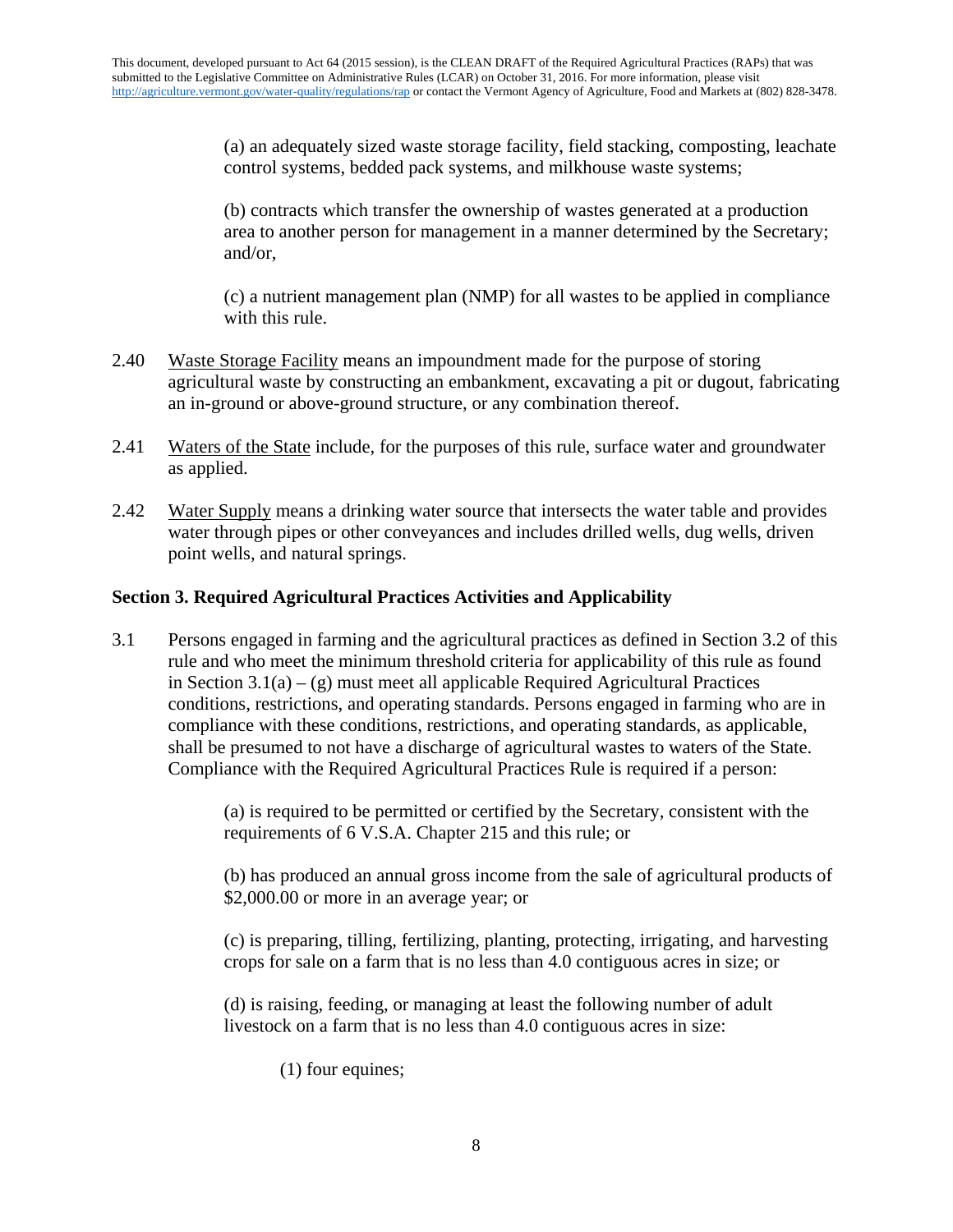(a) an adequately sized waste storage facility, field stacking, composting, leachate control systems, bedded pack systems, and milkhouse waste systems;

(b) contracts which transfer the ownership of wastes generated at a production area to another person for management in a manner determined by the Secretary; and/or,

(c) a nutrient management plan (NMP) for all wastes to be applied in compliance with this rule.

2.40 Waste Storage Facility means an impoundment made for the purpose of storing agricultural waste by constructing an embankment, excavating a pit or dugout, fabricating an in-ground or above-ground structure, or any combination thereof.

2.41 Waters of the State include, for the purposes of this rule, surface water and groundwater as applied.

2.42 Water Supply means a drinking water source that intersects the water table and provides water through pipes or other conveyances and includes drilled wells, dug wells, driven point wells, and natural springs.

**Section 3. Required Agricultural Practices Activities and Applicability**

3.1 Persons engaged in farming and the agricultural practices as defined in Section 3.2 of this rule and who meet the minimum threshold criteria for applicability of this rule as found in Section 3.1(a) – (g) must meet all applicable Required Agricultural Practices conditions, restrictions, and operating standards. Persons engaged in farming who are in compliance with these conditions, restrictions, and operating standards, as applicable, shall be presumed to not have a discharge of agricultural wastes to waters of the State. Compliance with the Required Agricultural Practices Rule is required if a person:

(a) is required to be permitted or certified by the Secretary, consistent with the requirements of 6 V.S.A. Chapter 215 and this rule; or

(b) has produced an annual gross income from the sale of agricultural products of $2,000.00 or more in an average year; or

(c) is preparing, tilling, fertilizing, planting, protecting, irrigating, and harvesting crops for sale on a farm that is no less than 4.0 contiguous acres in size; or

(d) is raising, feeding, or managing at least the following number of adult livestock on a farm that is no less than 4.0 contiguous acres in size:

(1) four equines;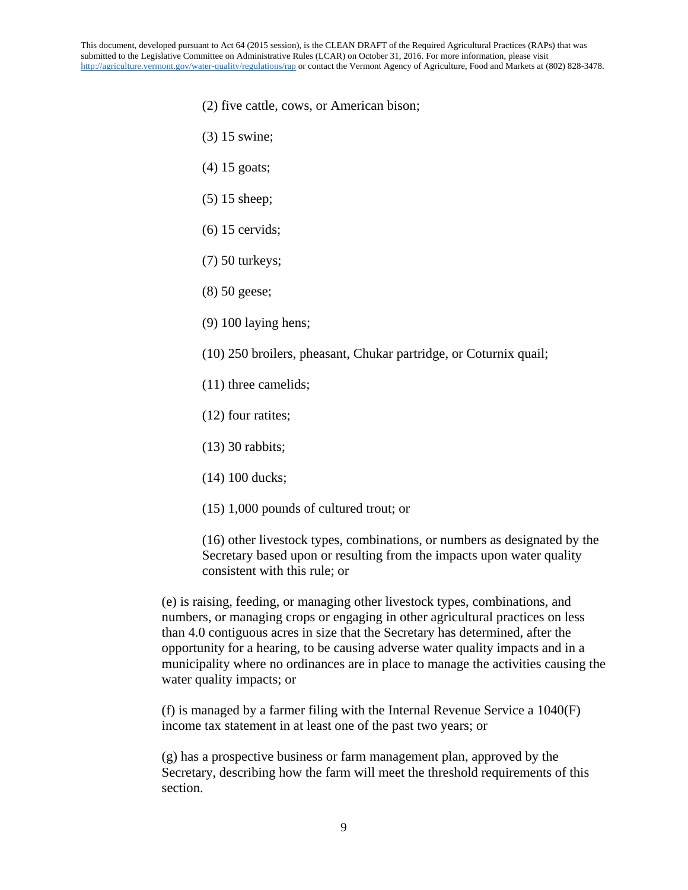(2) five cattle, cows, or American bison;

(3) 15 swine;

(4) 15 goats;

(5) 15 sheep;

(6) 15 cervids;

(7) 50 turkeys;

(8) 50 geese;

(9) 100 laying hens;

(10) 250 broilers, pheasant, Chukar partridge, or Coturnix quail;

(11) three camelids;

(12) four ratites;

(13) 30 rabbits;

(14) 100 ducks;

(15) 1,000 pounds of cultured trout; or

(16) other livestock types, combinations, or numbers as designated by the Secretary based upon or resulting from the impacts upon water quality consistent with this rule; or

(e) is raising, feeding, or managing other livestock types, combinations, and numbers, or managing crops or engaging in other agricultural practices on less than 4.0 contiguous acres in size that the Secretary has determined, after the opportunity for a hearing, to be causing adverse water quality impacts and in a municipality where no ordinances are in place to manage the activities causing the water quality impacts; or

(f) is managed by a farmer filing with the Internal Revenue Service a 1040(F) income tax statement in at least one of the past two years; or

(g) has a prospective business or farm management plan, approved by the Secretary, describing how the farm will meet the threshold requirements of this section.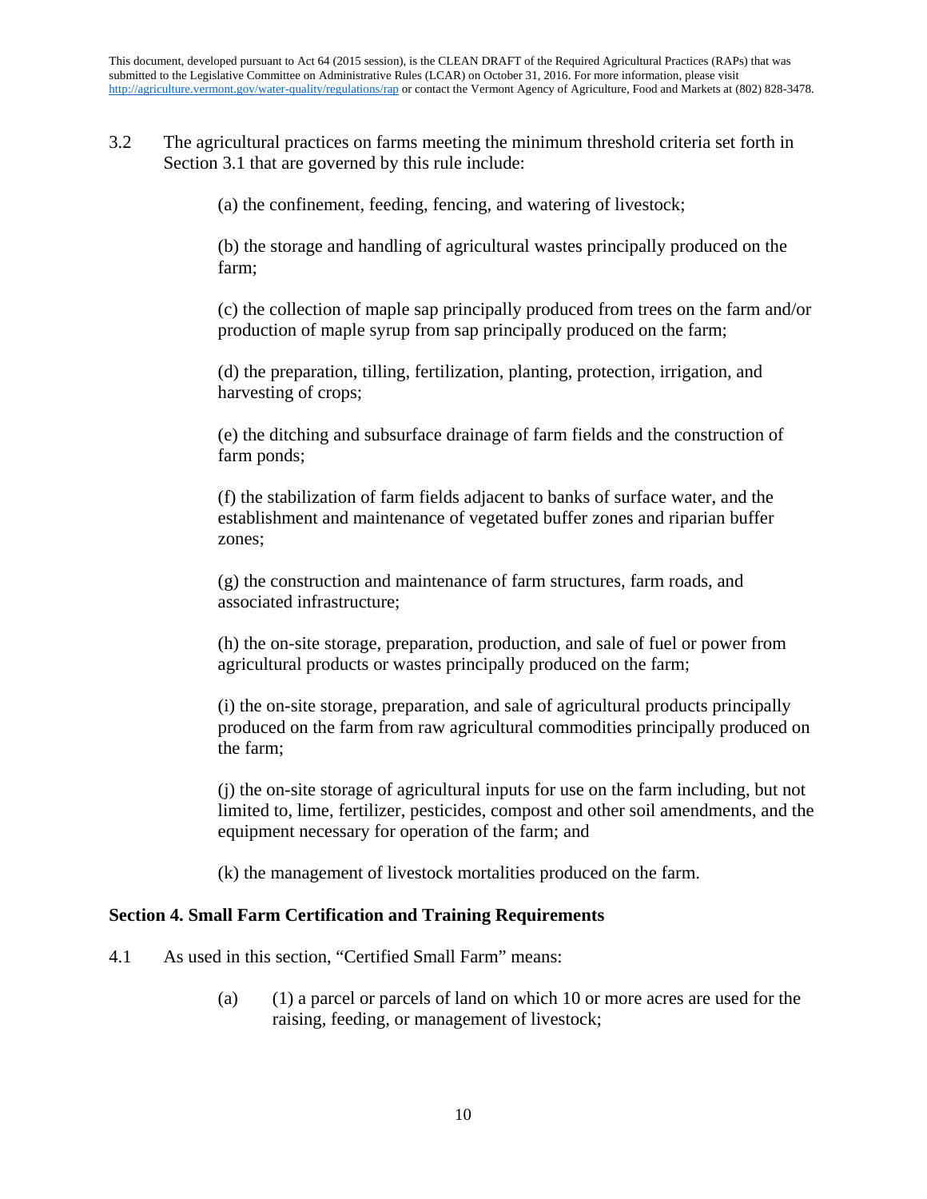3.2 The agricultural practices on farms meeting the minimum threshold criteria set forth in Section 3.1 that are governed by this rule include:

(a) the confinement, feeding, fencing, and watering of livestock;

(b) the storage and handling of agricultural wastes principally produced on the farm;

(c) the collection of maple sap principally produced from trees on the farm and/or production of maple syrup from sap principally produced on the farm;

(d) the preparation, tilling, fertilization, planting, protection, irrigation, and harvesting of crops;

(e) the ditching and subsurface drainage of farm fields and the construction of farm ponds;

(f) the stabilization of farm fields adjacent to banks of surface water, and the establishment and maintenance of vegetated buffer zones and riparian buffer zones;

(g) the construction and maintenance of farm structures, farm roads, and associated infrastructure;

(h) the on-site storage, preparation, production, and sale of fuel or power from agricultural products or wastes principally produced on the farm;

(i) the on-site storage, preparation, and sale of agricultural products principally produced on the farm from raw agricultural commodities principally produced on the farm;

(j) the on-site storage of agricultural inputs for use on the farm including, but not limited to, lime, fertilizer, pesticides, compost and other soil amendments, and the equipment necessary for operation of the farm; and

(k) the management of livestock mortalities produced on the farm.

## Section 4. Small Farm Certification and Training Requirements

4.1 As used in this section, "Certified Small Farm" means:

(a) (1) a parcel or parcels of land on which 10 or more acres are used for the raising, feeding, or management of livestock;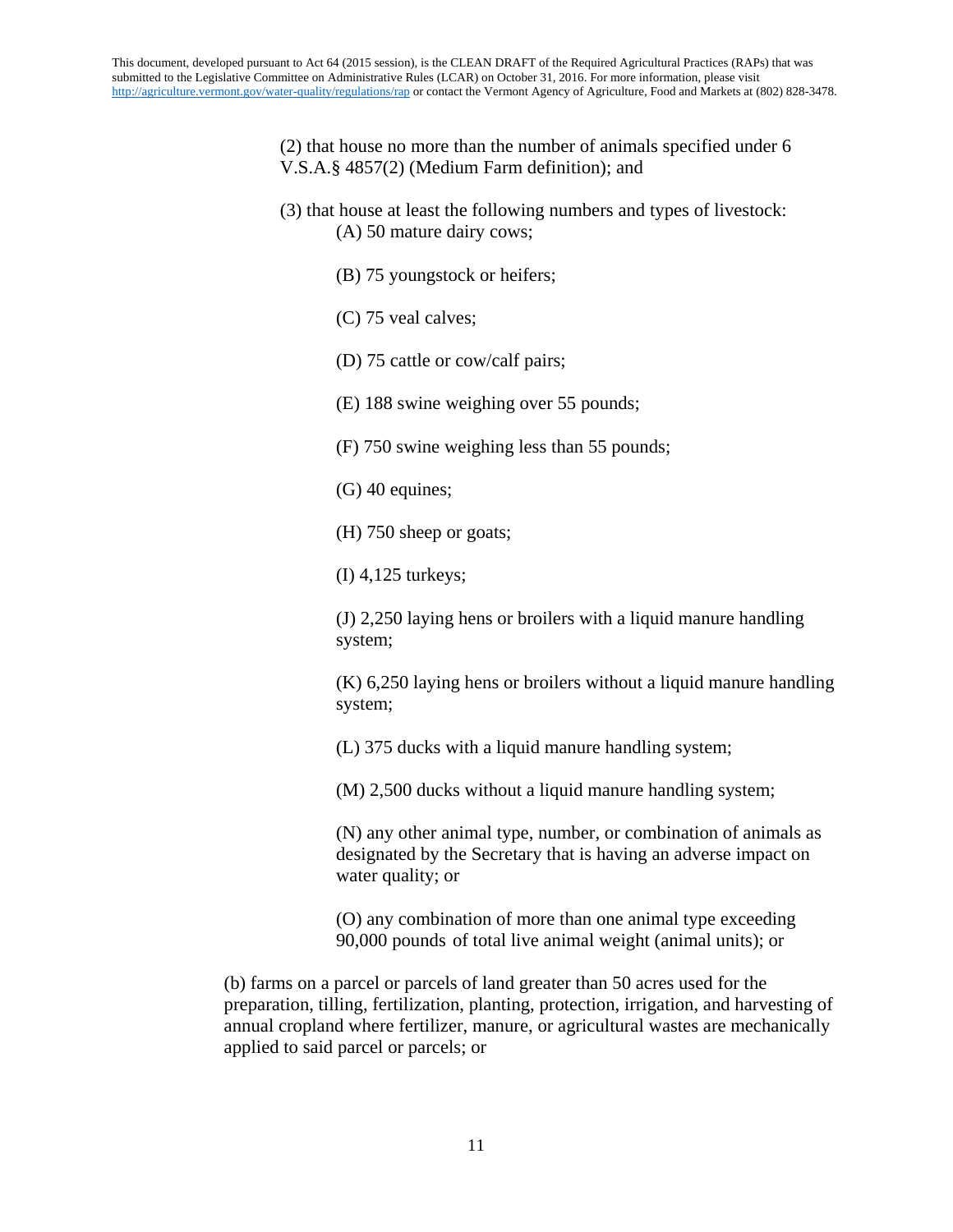(2) that house no more than the number of animals specified under 6 V.S.A.§ 4857(2) (Medium Farm definition); and

(3) that house at least the following numbers and types of livestock:

(A) 50 mature dairy cows;

(B) 75 youngstock or heifers;

(C) 75 veal calves;

(D) 75 cattle or cow/calf pairs;

(E) 188 swine weighing over 55 pounds;

(F) 750 swine weighing less than 55 pounds;

(G) 40 equines;

(H) 750 sheep or goats;

(I) 4,125 turkeys;

(J) 2,250 laying hens or broilers with a liquid manure handling system;

(K) 6,250 laying hens or broilers without a liquid manure handling system;

(L) 375 ducks with a liquid manure handling system;

(M) 2,500 ducks without a liquid manure handling system;

(N) any other animal type, number, or combination of animals as designated by the Secretary that is having an adverse impact on water quality; or

(O) any combination of more than one animal type exceeding 90,000 pounds of total live animal weight (animal units); or

(b) farms on a parcel or parcels of land greater than 50 acres used for the preparation, tilling, fertilization, planting, protection, irrigation, and harvesting of annual cropland where fertilizer, manure, or agricultural wastes are mechanically applied to said parcel or parcels; or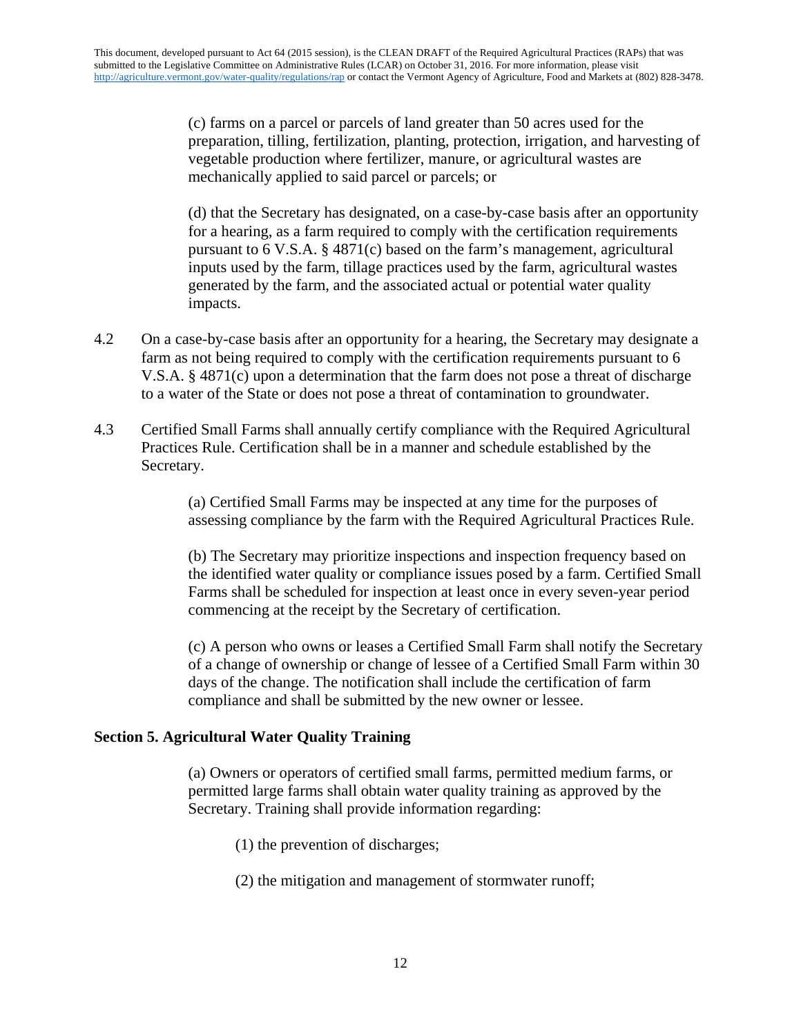(c) farms on a parcel or parcels of land greater than 50 acres used for the preparation, tilling, fertilization, planting, protection, irrigation, and harvesting of vegetable production where fertilizer, manure, or agricultural wastes are mechanically applied to said parcel or parcels; or

(d) that the Secretary has designated, on a case-by-case basis after an opportunity for a hearing, as a farm required to comply with the certification requirements pursuant to 6 V.S.A. § 4871(c) based on the farm's management, agricultural inputs used by the farm, tillage practices used by the farm, agricultural wastes generated by the farm, and the associated actual or potential water quality impacts.

4.2 On a case-by-case basis after an opportunity for a hearing, the Secretary may designate a farm as not being required to comply with the certification requirements pursuant to 6 V.S.A. § 4871(c) upon a determination that the farm does not pose a threat of discharge to a water of the State or does not pose a threat of contamination to groundwater.

4.3 Certified Small Farms shall annually certify compliance with the Required Agricultural Practices Rule. Certification shall be in a manner and schedule established by the Secretary.

(a) Certified Small Farms may be inspected at any time for the purposes of assessing compliance by the farm with the Required Agricultural Practices Rule.

(b) The Secretary may prioritize inspections and inspection frequency based on the identified water quality or compliance issues posed by a farm. Certified Small Farms shall be scheduled for inspection at least once in every seven-year period commencing at the receipt by the Secretary of certification.

(c) A person who owns or leases a Certified Small Farm shall notify the Secretary of a change of ownership or change of lessee of a Certified Small Farm within 30 days of the change. The notification shall include the certification of farm compliance and shall be submitted by the new owner or lessee.

**Section 5. Agricultural Water Quality Training**

(a) Owners or operators of certified small farms, permitted medium farms, or permitted large farms shall obtain water quality training as approved by the Secretary. Training shall provide information regarding:

(1) the prevention of discharges;

(2) the mitigation and management of stormwater runoff;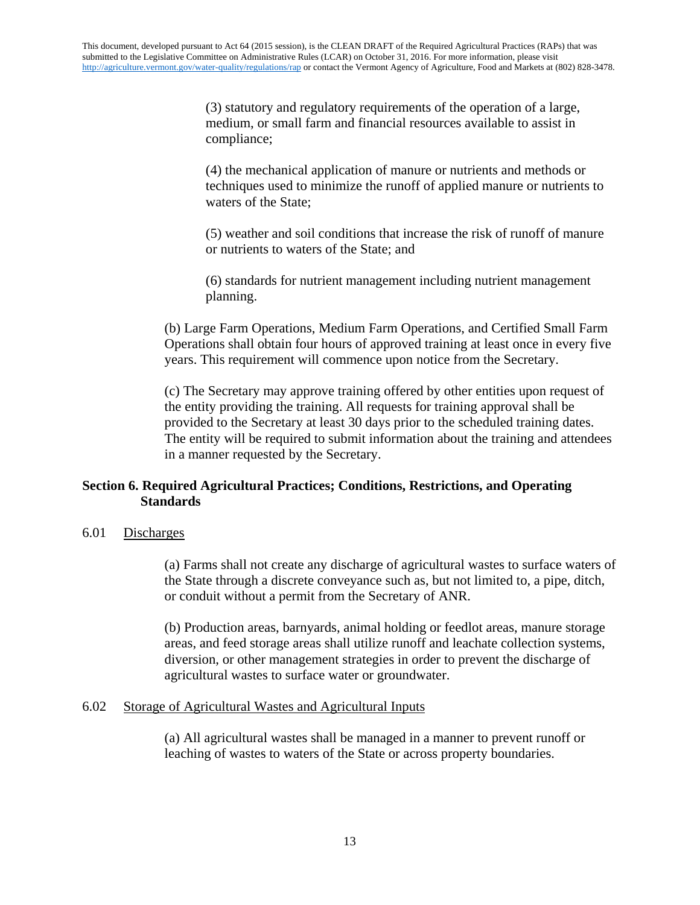(3) statutory and regulatory requirements of the operation of a large, medium, or small farm and financial resources available to assist in compliance;

(4) the mechanical application of manure or nutrients and methods or techniques used to minimize the runoff of applied manure or nutrients to waters of the State;

(5) weather and soil conditions that increase the risk of runoff of manure or nutrients to waters of the State; and

(6) standards for nutrient management including nutrient management planning.

(b) Large Farm Operations, Medium Farm Operations, and Certified Small Farm Operations shall obtain four hours of approved training at least once in every five years. This requirement will commence upon notice from the Secretary.

(c) The Secretary may approve training offered by other entities upon request of the entity providing the training. All requests for training approval shall be provided to the Secretary at least 30 days prior to the scheduled training dates. The entity will be required to submit information about the training and attendees in a manner requested by the Secretary.

## Section 6. Required Agricultural Practices; Conditions, Restrictions, and Operating Standards

### 6.01 Discharges

(a) Farms shall not create any discharge of agricultural wastes to surface waters of the State through a discrete conveyance such as, but not limited to, a pipe, ditch, or conduit without a permit from the Secretary of ANR.

(b) Production areas, barnyards, animal holding or feedlot areas, manure storage areas, and feed storage areas shall utilize runoff and leachate collection systems, diversion, or other management strategies in order to prevent the discharge of agricultural wastes to surface water or groundwater.

### 6.02 Storage of Agricultural Wastes and Agricultural Inputs

(a) All agricultural wastes shall be managed in a manner to prevent runoff or leaching of wastes to waters of the State or across property boundaries.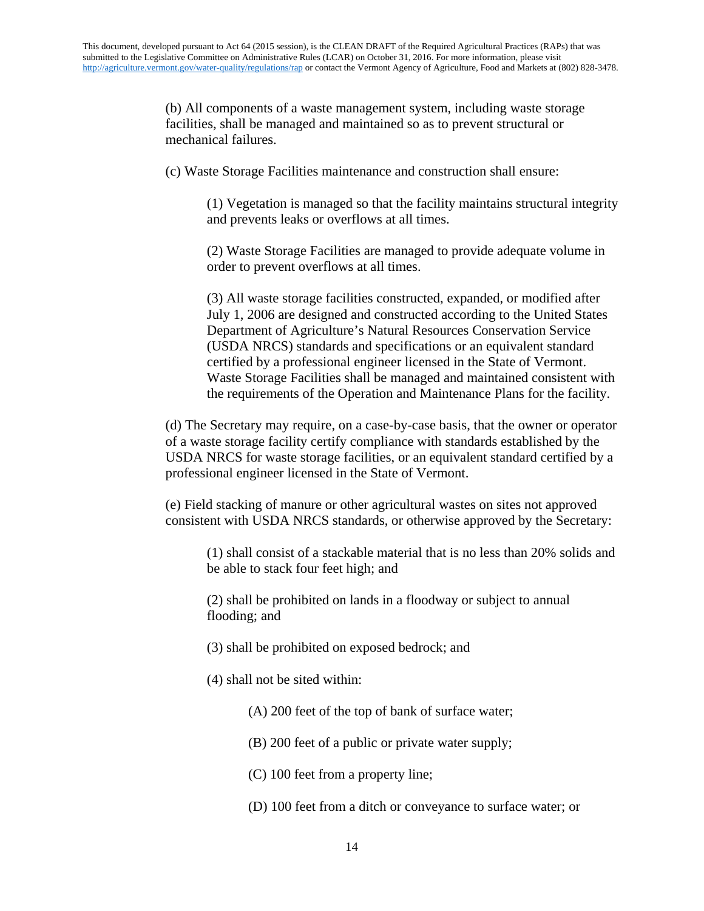(b) All components of a waste management system, including waste storage facilities, shall be managed and maintained so as to prevent structural or mechanical failures.

(c) Waste Storage Facilities maintenance and construction shall ensure:

(1) Vegetation is managed so that the facility maintains structural integrity and prevents leaks or overflows at all times.

(2) Waste Storage Facilities are managed to provide adequate volume in order to prevent overflows at all times.

(3) All waste storage facilities constructed, expanded, or modified after July 1, 2006 are designed and constructed according to the United States Department of Agriculture's Natural Resources Conservation Service (USDA NRCS) standards and specifications or an equivalent standard certified by a professional engineer licensed in the State of Vermont. Waste Storage Facilities shall be managed and maintained consistent with the requirements of the Operation and Maintenance Plans for the facility.

(d) The Secretary may require, on a case-by-case basis, that the owner or operator of a waste storage facility certify compliance with standards established by the USDA NRCS for waste storage facilities, or an equivalent standard certified by a professional engineer licensed in the State of Vermont.

(e) Field stacking of manure or other agricultural wastes on sites not approved consistent with USDA NRCS standards, or otherwise approved by the Secretary:

(1) shall consist of a stackable material that is no less than 20% solids and be able to stack four feet high; and

(2) shall be prohibited on lands in a floodway or subject to annual flooding; and

(3) shall be prohibited on exposed bedrock; and

(4) shall not be sited within:

(A) 200 feet of the top of bank of surface water;

(B) 200 feet of a public or private water supply;

(C) 100 feet from a property line;

(D) 100 feet from a ditch or conveyance to surface water; or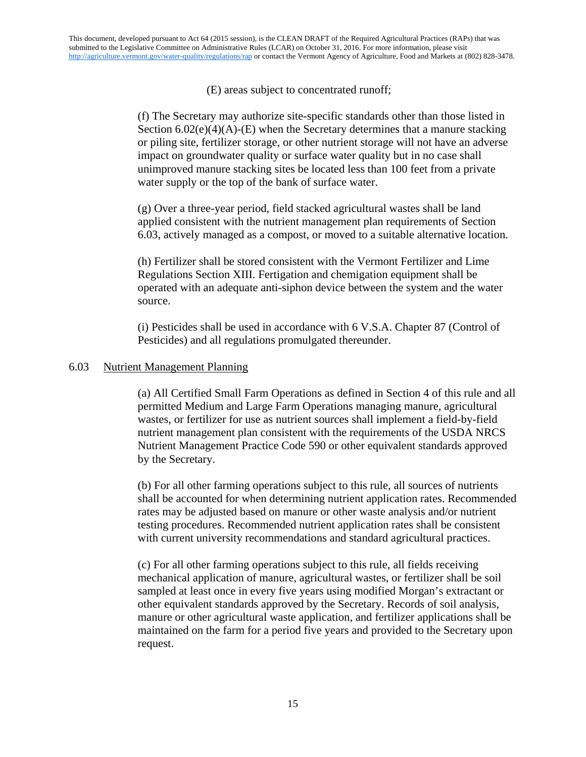(E) areas subject to concentrated runoff;

(f) The Secretary may authorize site-specific standards other than those listed in Section 6.02(e)(4)(A)-(E) when the Secretary determines that a manure stacking or piling site, fertilizer storage, or other nutrient storage will not have an adverse impact on groundwater quality or surface water quality but in no case shall unimproved manure stacking sites be located less than 100 feet from a private water supply or the top of the bank of surface water.

(g) Over a three-year period, field stacked agricultural wastes shall be land applied consistent with the nutrient management plan requirements of Section 6.03, actively managed as a compost, or moved to a suitable alternative location.

(h) Fertilizer shall be stored consistent with the Vermont Fertilizer and Lime Regulations Section XIII. Fertigation and chemigation equipment shall be operated with an adequate anti-siphon device between the system and the water source.

(i) Pesticides shall be used in accordance with 6 V.S.A. Chapter 87 (Control of Pesticides) and all regulations promulgated thereunder.

6.03 Nutrient Management Planning

(a) All Certified Small Farm Operations as defined in Section 4 of this rule and all permitted Medium and Large Farm Operations managing manure, agricultural wastes, or fertilizer for use as nutrient sources shall implement a field-by-field nutrient management plan consistent with the requirements of the USDA NRCS Nutrient Management Practice Code 590 or other equivalent standards approved by the Secretary.

(b) For all other farming operations subject to this rule, all sources of nutrients shall be accounted for when determining nutrient application rates. Recommended rates may be adjusted based on manure or other waste analysis and/or nutrient testing procedures. Recommended nutrient application rates shall be consistent with current university recommendations and standard agricultural practices.

(c) For all other farming operations subject to this rule, all fields receiving mechanical application of manure, agricultural wastes, or fertilizer shall be soil sampled at least once in every five years using modified Morgan's extractant or other equivalent standards approved by the Secretary. Records of soil analysis, manure or other agricultural waste application, and fertilizer applications shall be maintained on the farm for a period five years and provided to the Secretary upon request.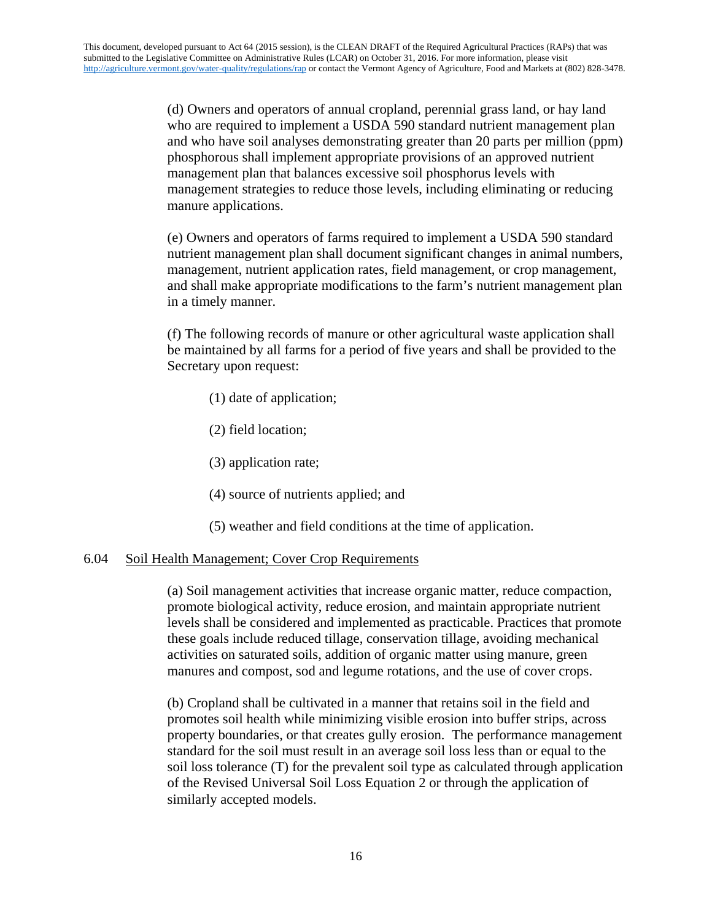(d) Owners and operators of annual cropland, perennial grass land, or hay land who are required to implement a USDA 590 standard nutrient management plan and who have soil analyses demonstrating greater than 20 parts per million (ppm) phosphorous shall implement appropriate provisions of an approved nutrient management plan that balances excessive soil phosphorus levels with management strategies to reduce those levels, including eliminating or reducing manure applications.

(e) Owners and operators of farms required to implement a USDA 590 standard nutrient management plan shall document significant changes in animal numbers, management, nutrient application rates, field management, or crop management, and shall make appropriate modifications to the farm's nutrient management plan in a timely manner.

(f) The following records of manure or other agricultural waste application shall be maintained by all farms for a period of five years and shall be provided to the Secretary upon request:

(1) date of application;

(2) field location;

(3) application rate;

(4) source of nutrients applied; and

(5) weather and field conditions at the time of application.

## 6.04 Soil Health Management; Cover Crop Requirements

(a) Soil management activities that increase organic matter, reduce compaction, promote biological activity, reduce erosion, and maintain appropriate nutrient levels shall be considered and implemented as practicable. Practices that promote these goals include reduced tillage, conservation tillage, avoiding mechanical activities on saturated soils, addition of organic matter using manure, green manures and compost, sod and legume rotations, and the use of cover crops.

(b) Cropland shall be cultivated in a manner that retains soil in the field and promotes soil health while minimizing visible erosion into buffer strips, across property boundaries, or that creates gully erosion. The performance management standard for the soil must result in an average soil loss less than or equal to the soil loss tolerance (T) for the prevalent soil type as calculated through application of the Revised Universal Soil Loss Equation 2 or through the application of similarly accepted models.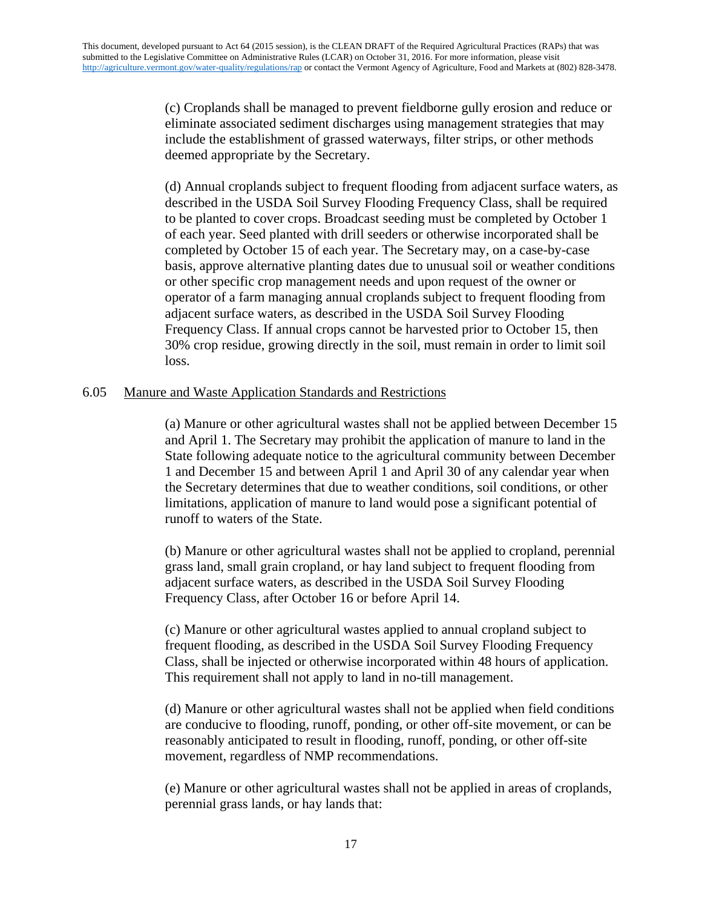(c) Croplands shall be managed to prevent fieldborne gully erosion and reduce or eliminate associated sediment discharges using management strategies that may include the establishment of grassed waterways, filter strips, or other methods deemed appropriate by the Secretary.

(d) Annual croplands subject to frequent flooding from adjacent surface waters, as described in the USDA Soil Survey Flooding Frequency Class, shall be required to be planted to cover crops. Broadcast seeding must be completed by October 1 of each year. Seed planted with drill seeders or otherwise incorporated shall be completed by October 15 of each year. The Secretary may, on a case-by-case basis, approve alternative planting dates due to unusual soil or weather conditions or other specific crop management needs and upon request of the owner or operator of a farm managing annual croplands subject to frequent flooding from adjacent surface waters, as described in the USDA Soil Survey Flooding Frequency Class. If annual crops cannot be harvested prior to October 15, then 30% crop residue, growing directly in the soil, must remain in order to limit soil loss.

## 6.05 Manure and Waste Application Standards and Restrictions

(a) Manure or other agricultural wastes shall not be applied between December 15 and April 1. The Secretary may prohibit the application of manure to land in the State following adequate notice to the agricultural community between December 1 and December 15 and between April 1 and April 30 of any calendar year when the Secretary determines that due to weather conditions, soil conditions, or other limitations, application of manure to land would pose a significant potential of runoff to waters of the State.

(b) Manure or other agricultural wastes shall not be applied to cropland, perennial grass land, small grain cropland, or hay land subject to frequent flooding from adjacent surface waters, as described in the USDA Soil Survey Flooding Frequency Class, after October 16 or before April 14.

(c) Manure or other agricultural wastes applied to annual cropland subject to frequent flooding, as described in the USDA Soil Survey Flooding Frequency Class, shall be injected or otherwise incorporated within 48 hours of application. This requirement shall not apply to land in no-till management.

(d) Manure or other agricultural wastes shall not be applied when field conditions are conducive to flooding, runoff, ponding, or other off-site movement, or can be reasonably anticipated to result in flooding, runoff, ponding, or other off-site movement, regardless of NMP recommendations.

(e) Manure or other agricultural wastes shall not be applied in areas of croplands, perennial grass lands, or hay lands that: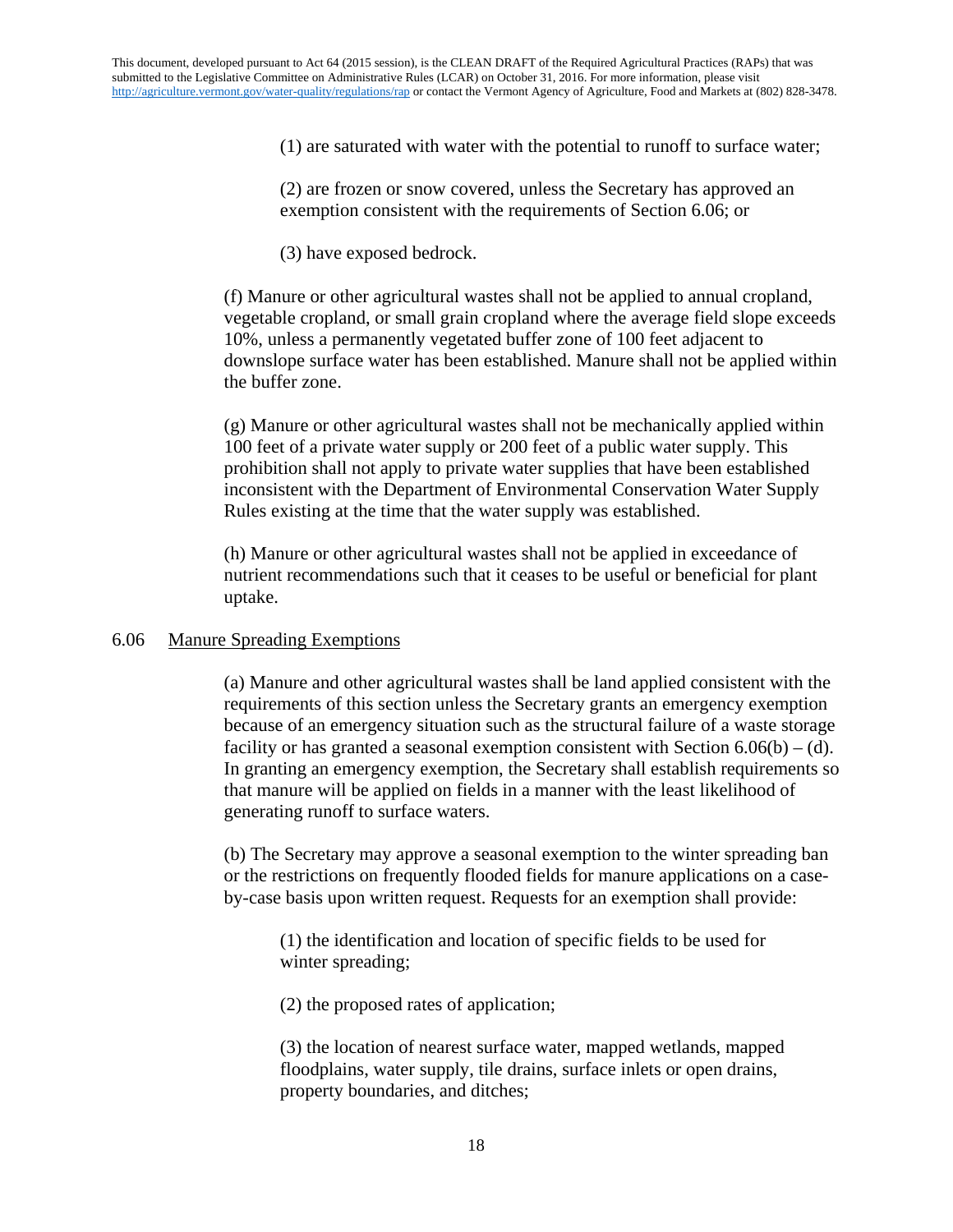(1) are saturated with water with the potential to runoff to surface water;

(2) are frozen or snow covered, unless the Secretary has approved an exemption consistent with the requirements of Section 6.06; or

(3) have exposed bedrock.

(f) Manure or other agricultural wastes shall not be applied to annual cropland, vegetable cropland, or small grain cropland where the average field slope exceeds 10%, unless a permanently vegetated buffer zone of 100 feet adjacent to downslope surface water has been established. Manure shall not be applied within the buffer zone.

(g) Manure or other agricultural wastes shall not be mechanically applied within 100 feet of a private water supply or 200 feet of a public water supply. This prohibition shall not apply to private water supplies that have been established inconsistent with the Department of Environmental Conservation Water Supply Rules existing at the time that the water supply was established.

(h) Manure or other agricultural wastes shall not be applied in exceedance of nutrient recommendations such that it ceases to be useful or beneficial for plant uptake.

## 6.06 Manure Spreading Exemptions

(a) Manure and other agricultural wastes shall be land applied consistent with the requirements of this section unless the Secretary grants an emergency exemption because of an emergency situation such as the structural failure of a waste storage facility or has granted a seasonal exemption consistent with Section 6.06(b) – (d). In granting an emergency exemption, the Secretary shall establish requirements so that manure will be applied on fields in a manner with the least likelihood of generating runoff to surface waters.

(b) The Secretary may approve a seasonal exemption to the winter spreading ban or the restrictions on frequently flooded fields for manure applications on a case-by-case basis upon written request. Requests for an exemption shall provide:

(1) the identification and location of specific fields to be used for winter spreading;

(2) the proposed rates of application;

(3) the location of nearest surface water, mapped wetlands, mapped floodplains, water supply, tile drains, surface inlets or open drains, property boundaries, and ditches;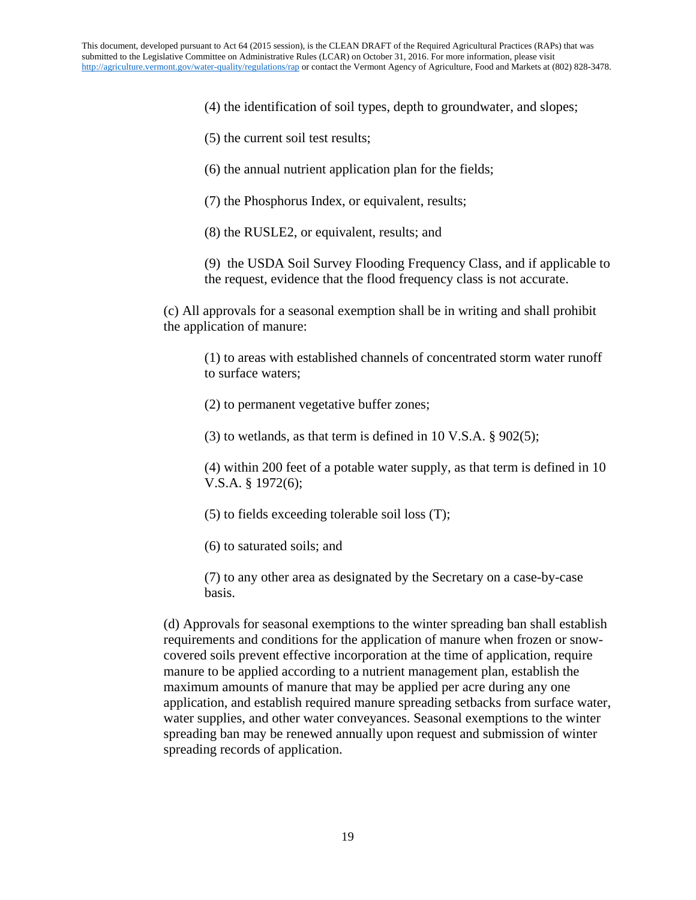(4) the identification of soil types, depth to groundwater, and slopes;

(5) the current soil test results;

(6) the annual nutrient application plan for the fields;

(7) the Phosphorus Index, or equivalent, results;

(8) the RUSLE2, or equivalent, results; and

(9) the USDA Soil Survey Flooding Frequency Class, and if applicable to the request, evidence that the flood frequency class is not accurate.

(c) All approvals for a seasonal exemption shall be in writing and shall prohibit the application of manure:

(1) to areas with established channels of concentrated storm water runoff to surface waters;

(2) to permanent vegetative buffer zones;

(3) to wetlands, as that term is defined in 10 V.S.A. § 902(5);

(4) within 200 feet of a potable water supply, as that term is defined in 10 V.S.A. § 1972(6);

(5) to fields exceeding tolerable soil loss (T);

(6) to saturated soils; and

(7) to any other area as designated by the Secretary on a case-by-case basis.

(d) Approvals for seasonal exemptions to the winter spreading ban shall establish requirements and conditions for the application of manure when frozen or snow-covered soils prevent effective incorporation at the time of application, require manure to be applied according to a nutrient management plan, establish the maximum amounts of manure that may be applied per acre during any one application, and establish required manure spreading setbacks from surface water, water supplies, and other water conveyances. Seasonal exemptions to the winter spreading ban may be renewed annually upon request and submission of winter spreading records of application.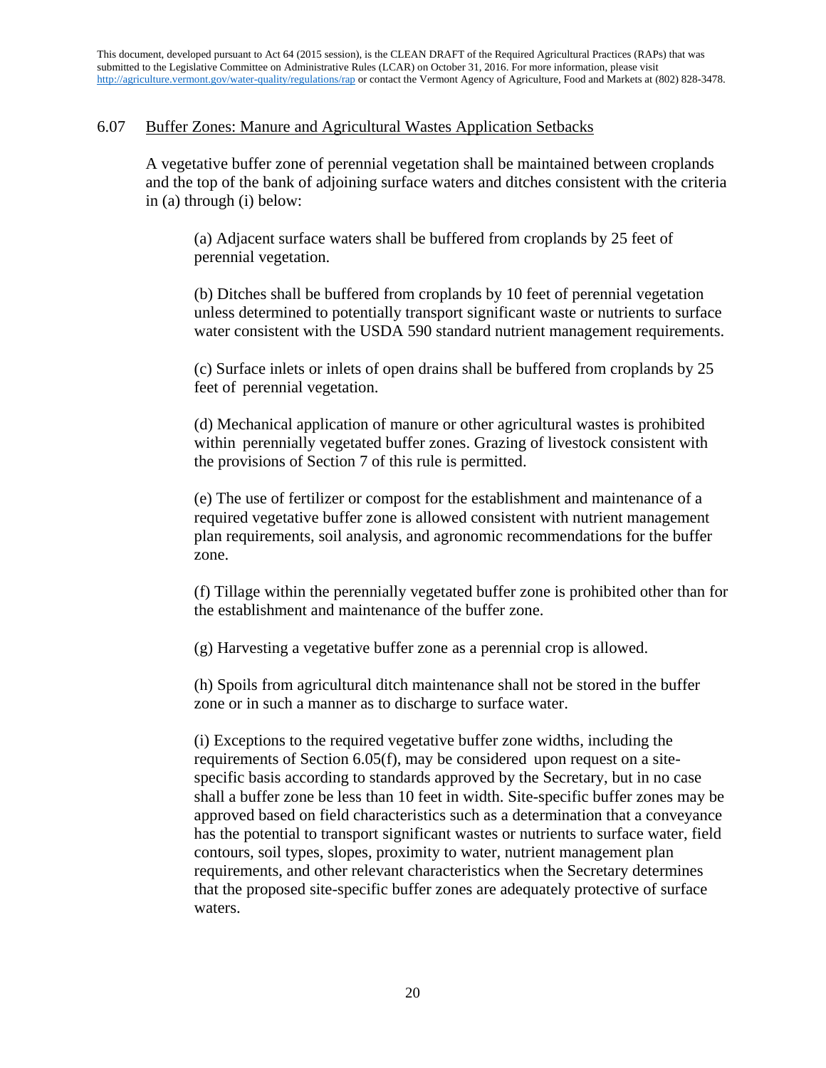This document, developed pursuant to Act 64 (2015 session), is the CLEAN DRAFT of the Required Agricultural Practices (RAPs) that was submitted to the Legislative Committee on Administrative Rules (LCAR) on October 31, 2016. For more information, please visit http://agriculture.vermont.gov/water-quality/regulations/rap or contact the Vermont Agency of Agriculture, Food and Markets at (802) 828-3478.

## 6.07 Buffer Zones: Manure and Agricultural Wastes Application Setbacks

A vegetative buffer zone of perennial vegetation shall be maintained between croplands and the top of the bank of adjoining surface waters and ditches consistent with the criteria in (a) through (i) below:

(a) Adjacent surface waters shall be buffered from croplands by 25 feet of perennial vegetation.

(b) Ditches shall be buffered from croplands by 10 feet of perennial vegetation unless determined to potentially transport significant waste or nutrients to surface water consistent with the USDA 590 standard nutrient management requirements.

(c) Surface inlets or inlets of open drains shall be buffered from croplands by 25 feet of perennial vegetation.

(d) Mechanical application of manure or other agricultural wastes is prohibited within perennially vegetated buffer zones. Grazing of livestock consistent with the provisions of Section 7 of this rule is permitted.

(e) The use of fertilizer or compost for the establishment and maintenance of a required vegetative buffer zone is allowed consistent with nutrient management plan requirements, soil analysis, and agronomic recommendations for the buffer zone.

(f) Tillage within the perennially vegetated buffer zone is prohibited other than for the establishment and maintenance of the buffer zone.

(g) Harvesting a vegetative buffer zone as a perennial crop is allowed.

(h) Spoils from agricultural ditch maintenance shall not be stored in the buffer zone or in such a manner as to discharge to surface water.

(i) Exceptions to the required vegetative buffer zone widths, including the requirements of Section 6.05(f), may be considered upon request on a site-specific basis according to standards approved by the Secretary, but in no case shall a buffer zone be less than 10 feet in width. Site-specific buffer zones may be approved based on field characteristics such as a determination that a conveyance has the potential to transport significant wastes or nutrients to surface water, field contours, soil types, slopes, proximity to water, nutrient management plan requirements, and other relevant characteristics when the Secretary determines that the proposed site-specific buffer zones are adequately protective of surface waters.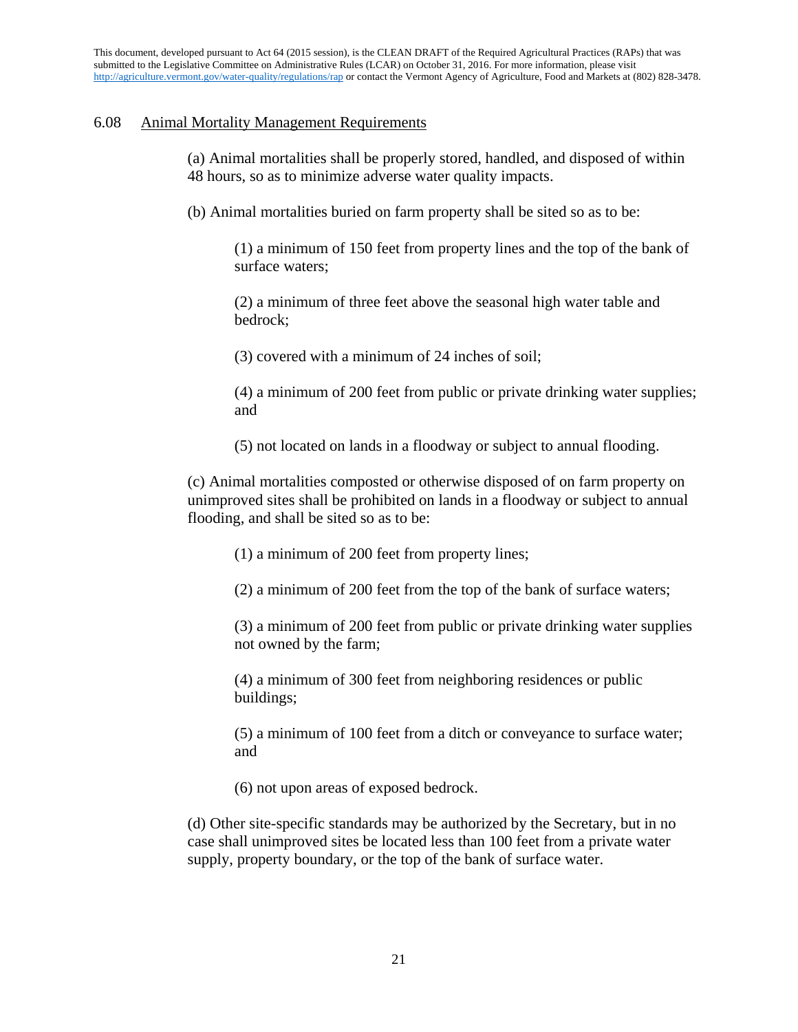## 6.08 Animal Mortality Management Requirements

(a) Animal mortalities shall be properly stored, handled, and disposed of within 48 hours, so as to minimize adverse water quality impacts.

(b) Animal mortalities buried on farm property shall be sited so as to be:

(1) a minimum of 150 feet from property lines and the top of the bank of surface waters;

(2) a minimum of three feet above the seasonal high water table and bedrock;

(3) covered with a minimum of 24 inches of soil;

(4) a minimum of 200 feet from public or private drinking water supplies; and

(5) not located on lands in a floodway or subject to annual flooding.

(c) Animal mortalities composted or otherwise disposed of on farm property on unimproved sites shall be prohibited on lands in a floodway or subject to annual flooding, and shall be sited so as to be:

(1) a minimum of 200 feet from property lines;

(2) a minimum of 200 feet from the top of the bank of surface waters;

(3) a minimum of 200 feet from public or private drinking water supplies not owned by the farm;

(4) a minimum of 300 feet from neighboring residences or public buildings;

(5) a minimum of 100 feet from a ditch or conveyance to surface water; and

(6) not upon areas of exposed bedrock.

(d) Other site-specific standards may be authorized by the Secretary, but in no case shall unimproved sites be located less than 100 feet from a private water supply, property boundary, or the top of the bank of surface water.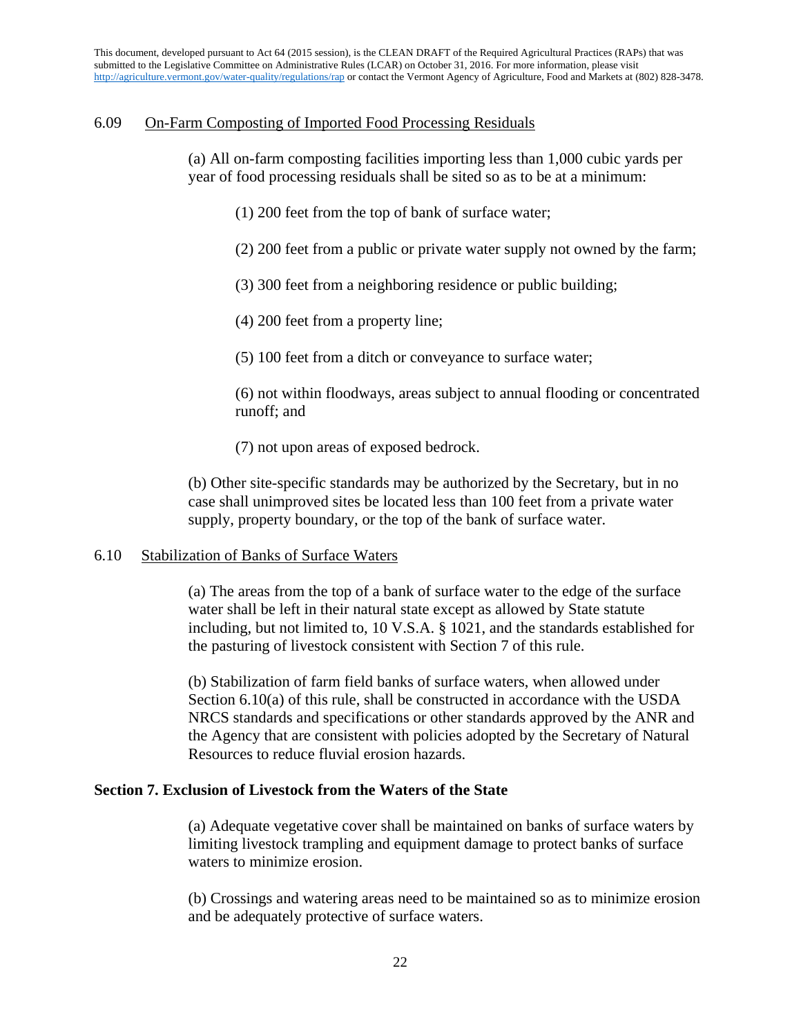### 6.09 On-Farm Composting of Imported Food Processing Residuals

(a) All on-farm composting facilities importing less than 1,000 cubic yards per year of food processing residuals shall be sited so as to be at a minimum:

(1) 200 feet from the top of bank of surface water;

(2) 200 feet from a public or private water supply not owned by the farm;

(3) 300 feet from a neighboring residence or public building;

(4) 200 feet from a property line;

(5) 100 feet from a ditch or conveyance to surface water;

(6) not within floodways, areas subject to annual flooding or concentrated runoff; and

(7) not upon areas of exposed bedrock.

(b) Other site-specific standards may be authorized by the Secretary, but in no case shall unimproved sites be located less than 100 feet from a private water supply, property boundary, or the top of the bank of surface water.

### 6.10 Stabilization of Banks of Surface Waters

(a) The areas from the top of a bank of surface water to the edge of the surface water shall be left in their natural state except as allowed by State statute including, but not limited to, 10 V.S.A. § 1021, and the standards established for the pasturing of livestock consistent with Section 7 of this rule.

(b) Stabilization of farm field banks of surface waters, when allowed under Section 6.10(a) of this rule, shall be constructed in accordance with the USDA NRCS standards and specifications or other standards approved by the ANR and the Agency that are consistent with policies adopted by the Secretary of Natural Resources to reduce fluvial erosion hazards.

## Section 7. Exclusion of Livestock from the Waters of the State

(a) Adequate vegetative cover shall be maintained on banks of surface waters by limiting livestock trampling and equipment damage to protect banks of surface waters to minimize erosion.

(b) Crossings and watering areas need to be maintained so as to minimize erosion and be adequately protective of surface waters.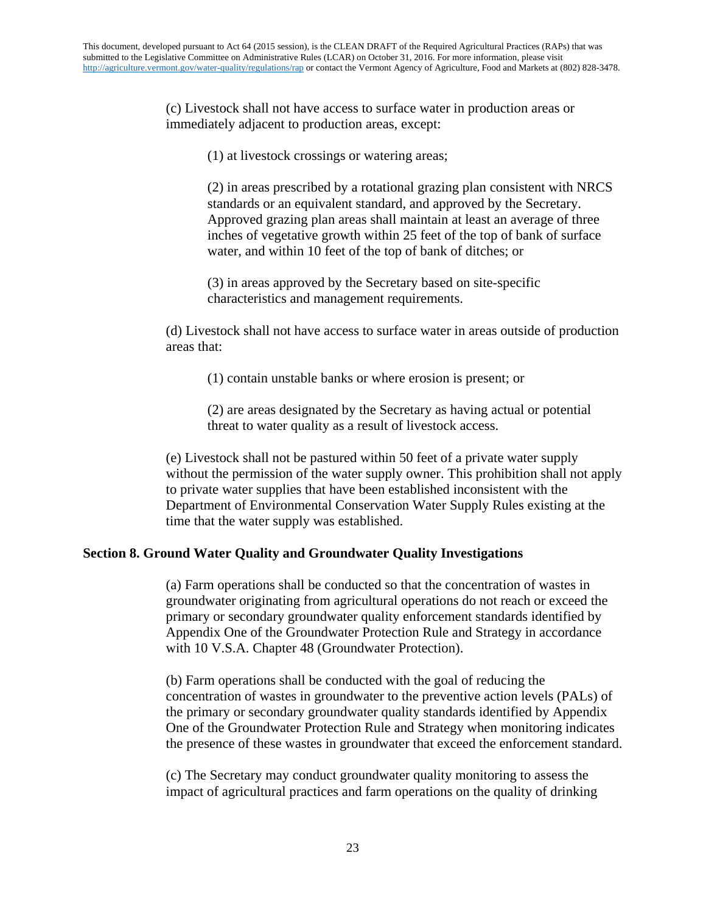(c) Livestock shall not have access to surface water in production areas or immediately adjacent to production areas, except:

(1) at livestock crossings or watering areas;

(2) in areas prescribed by a rotational grazing plan consistent with NRCS standards or an equivalent standard, and approved by the Secretary. Approved grazing plan areas shall maintain at least an average of three inches of vegetative growth within 25 feet of the top of bank of surface water, and within 10 feet of the top of bank of ditches; or

(3) in areas approved by the Secretary based on site-specific characteristics and management requirements.

(d) Livestock shall not have access to surface water in areas outside of production areas that:

(1) contain unstable banks or where erosion is present; or

(2) are areas designated by the Secretary as having actual or potential threat to water quality as a result of livestock access.

(e) Livestock shall not be pastured within 50 feet of a private water supply without the permission of the water supply owner. This prohibition shall not apply to private water supplies that have been established inconsistent with the Department of Environmental Conservation Water Supply Rules existing at the time that the water supply was established.

## Section 8. Ground Water Quality and Groundwater Quality Investigations

(a) Farm operations shall be conducted so that the concentration of wastes in groundwater originating from agricultural operations do not reach or exceed the primary or secondary groundwater quality enforcement standards identified by Appendix One of the Groundwater Protection Rule and Strategy in accordance with 10 V.S.A. Chapter 48 (Groundwater Protection).

(b) Farm operations shall be conducted with the goal of reducing the concentration of wastes in groundwater to the preventive action levels (PALs) of the primary or secondary groundwater quality standards identified by Appendix One of the Groundwater Protection Rule and Strategy when monitoring indicates the presence of these wastes in groundwater that exceed the enforcement standard.

(c) The Secretary may conduct groundwater quality monitoring to assess the impact of agricultural practices and farm operations on the quality of drinking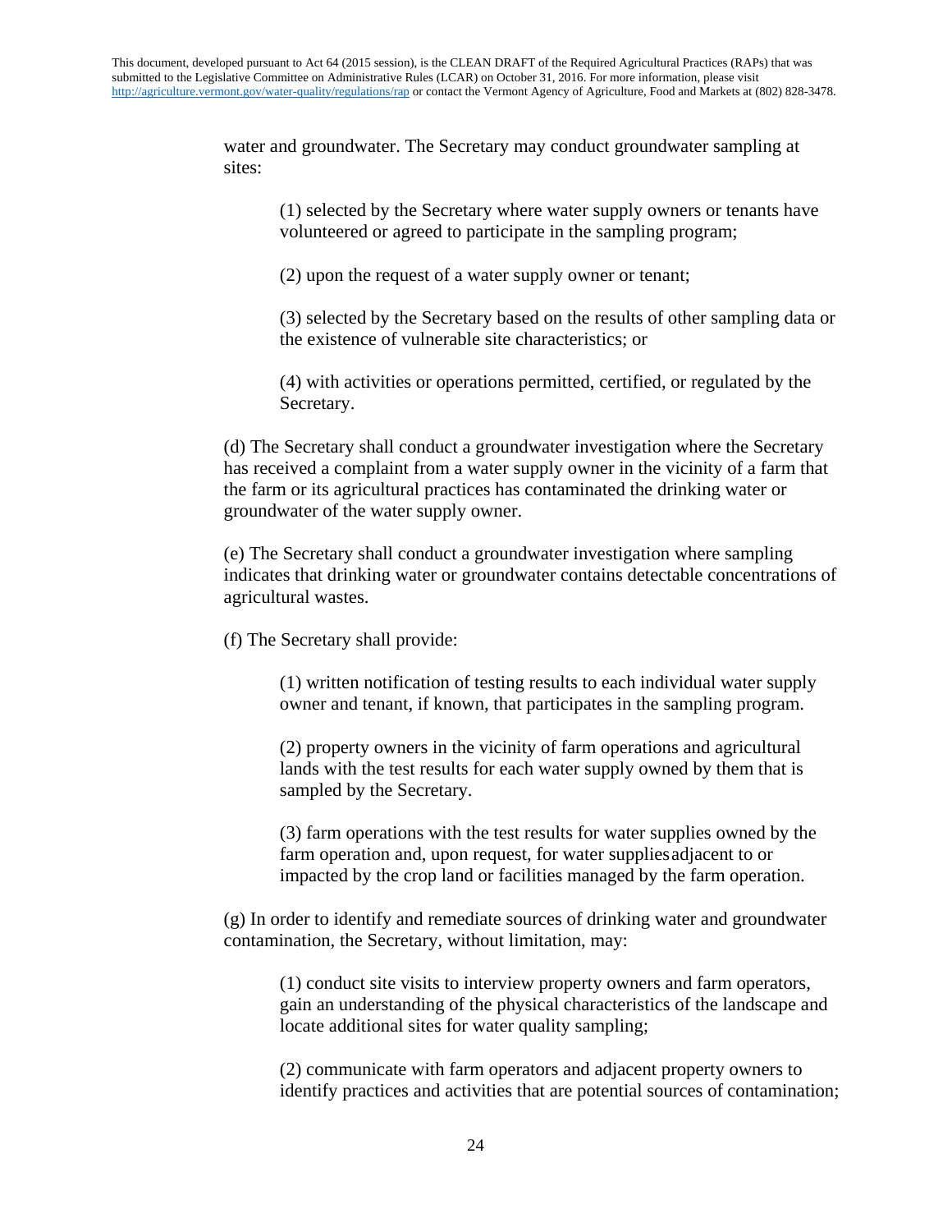water and groundwater. The Secretary may conduct groundwater sampling at sites:

(1) selected by the Secretary where water supply owners or tenants have volunteered or agreed to participate in the sampling program;

(2) upon the request of a water supply owner or tenant;

(3) selected by the Secretary based on the results of other sampling data or the existence of vulnerable site characteristics; or

(4) with activities or operations permitted, certified, or regulated by the Secretary.

(d) The Secretary shall conduct a groundwater investigation where the Secretary has received a complaint from a water supply owner in the vicinity of a farm that the farm or its agricultural practices has contaminated the drinking water or groundwater of the water supply owner.

(e) The Secretary shall conduct a groundwater investigation where sampling indicates that drinking water or groundwater contains detectable concentrations of agricultural wastes.

(f) The Secretary shall provide:

(1) written notification of testing results to each individual water supply owner and tenant, if known, that participates in the sampling program.

(2) property owners in the vicinity of farm operations and agricultural lands with the test results for each water supply owned by them that is sampled by the Secretary.

(3) farm operations with the test results for water supplies owned by the farm operation and, upon request, for water supplies adjacent to or impacted by the crop land or facilities managed by the farm operation.

(g) In order to identify and remediate sources of drinking water and groundwater contamination, the Secretary, without limitation, may:

(1) conduct site visits to interview property owners and farm operators, gain an understanding of the physical characteristics of the landscape and locate additional sites for water quality sampling;

(2) communicate with farm operators and adjacent property owners to identify practices and activities that are potential sources of contamination;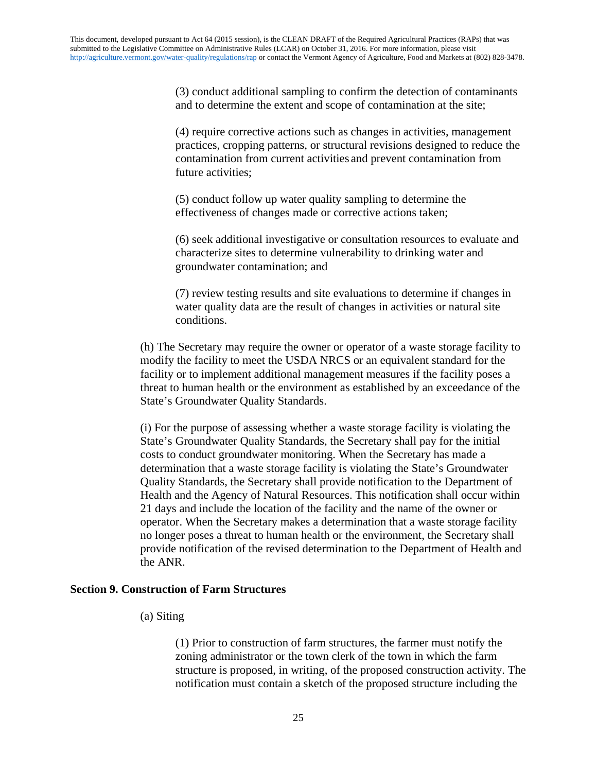(3) conduct additional sampling to confirm the detection of contaminants and to determine the extent and scope of contamination at the site;

(4) require corrective actions such as changes in activities, management practices, cropping patterns, or structural revisions designed to reduce the contamination from current activities and prevent contamination from future activities;

(5) conduct follow up water quality sampling to determine the effectiveness of changes made or corrective actions taken;

(6) seek additional investigative or consultation resources to evaluate and characterize sites to determine vulnerability to drinking water and groundwater contamination; and

(7) review testing results and site evaluations to determine if changes in water quality data are the result of changes in activities or natural site conditions.

(h) The Secretary may require the owner or operator of a waste storage facility to modify the facility to meet the USDA NRCS or an equivalent standard for the facility or to implement additional management measures if the facility poses a threat to human health or the environment as established by an exceedance of the State's Groundwater Quality Standards.

(i) For the purpose of assessing whether a waste storage facility is violating the State's Groundwater Quality Standards, the Secretary shall pay for the initial costs to conduct groundwater monitoring. When the Secretary has made a determination that a waste storage facility is violating the State's Groundwater Quality Standards, the Secretary shall provide notification to the Department of Health and the Agency of Natural Resources. This notification shall occur within 21 days and include the location of the facility and the name of the owner or operator. When the Secretary makes a determination that a waste storage facility no longer poses a threat to human health or the environment, the Secretary shall provide notification of the revised determination to the Department of Health and the ANR.

## Section 9. Construction of Farm Structures

(a) Siting

(1) Prior to construction of farm structures, the farmer must notify the zoning administrator or the town clerk of the town in which the farm structure is proposed, in writing, of the proposed construction activity. The notification must contain a sketch of the proposed structure including the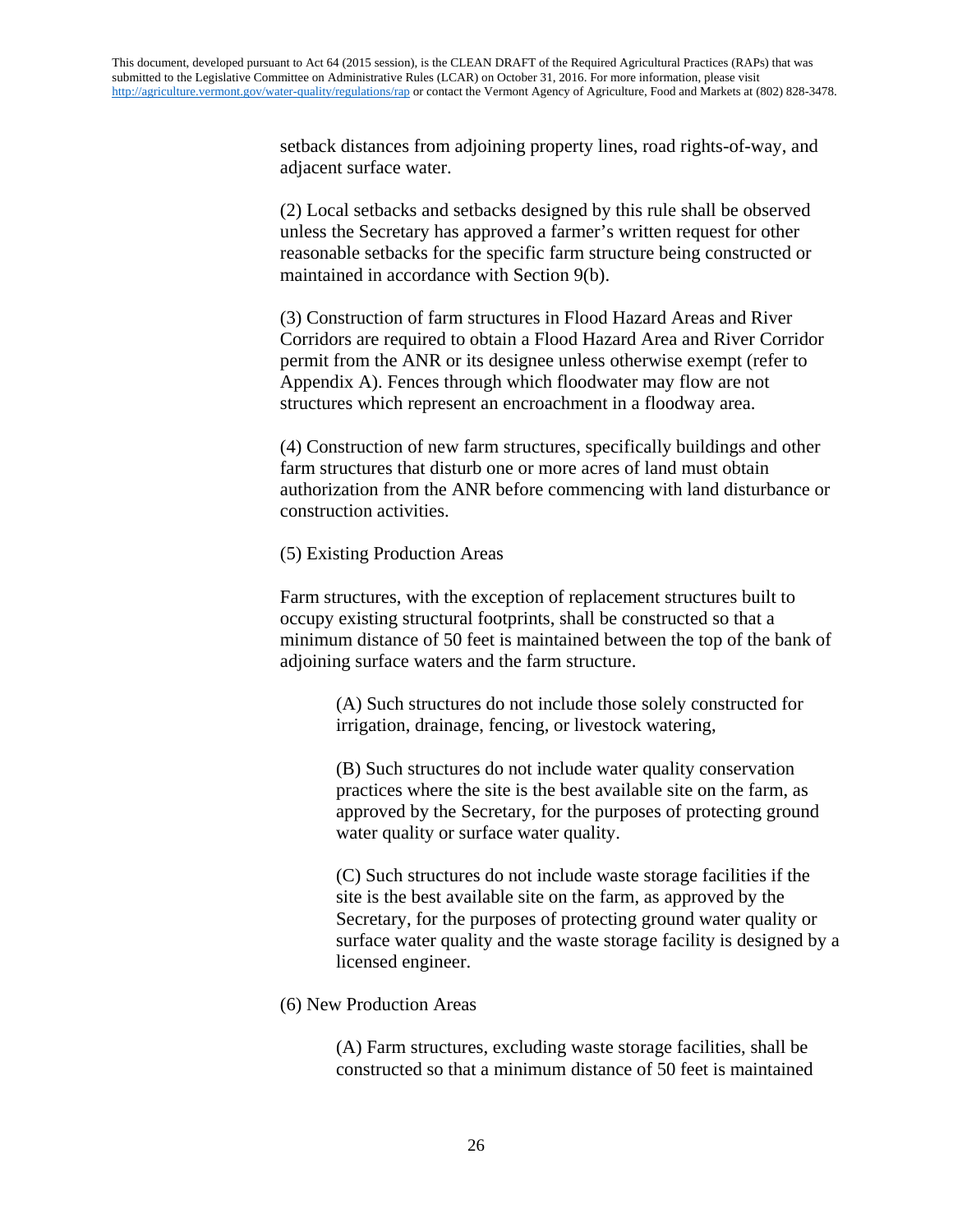setback distances from adjoining property lines, road rights-of-way, and adjacent surface water.

(2) Local setbacks and setbacks designed by this rule shall be observed unless the Secretary has approved a farmer's written request for other reasonable setbacks for the specific farm structure being constructed or maintained in accordance with Section 9(b).

(3) Construction of farm structures in Flood Hazard Areas and River Corridors are required to obtain a Flood Hazard Area and River Corridor permit from the ANR or its designee unless otherwise exempt (refer to Appendix A). Fences through which floodwater may flow are not structures which represent an encroachment in a floodway area.

(4) Construction of new farm structures, specifically buildings and other farm structures that disturb one or more acres of land must obtain authorization from the ANR before commencing with land disturbance or construction activities.

(5) Existing Production Areas

Farm structures, with the exception of replacement structures built to occupy existing structural footprints, shall be constructed so that a minimum distance of 50 feet is maintained between the top of the bank of adjoining surface waters and the farm structure.

> (A) Such structures do not include those solely constructed for irrigation, drainage, fencing, or livestock watering,
>
> (B) Such structures do not include water quality conservation practices where the site is the best available site on the farm, as approved by the Secretary, for the purposes of protecting ground water quality or surface water quality.
>
> (C) Such structures do not include waste storage facilities if the site is the best available site on the farm, as approved by the Secretary, for the purposes of protecting ground water quality or surface water quality and the waste storage facility is designed by a licensed engineer.

(6) New Production Areas

> (A) Farm structures, excluding waste storage facilities, shall be constructed so that a minimum distance of 50 feet is maintained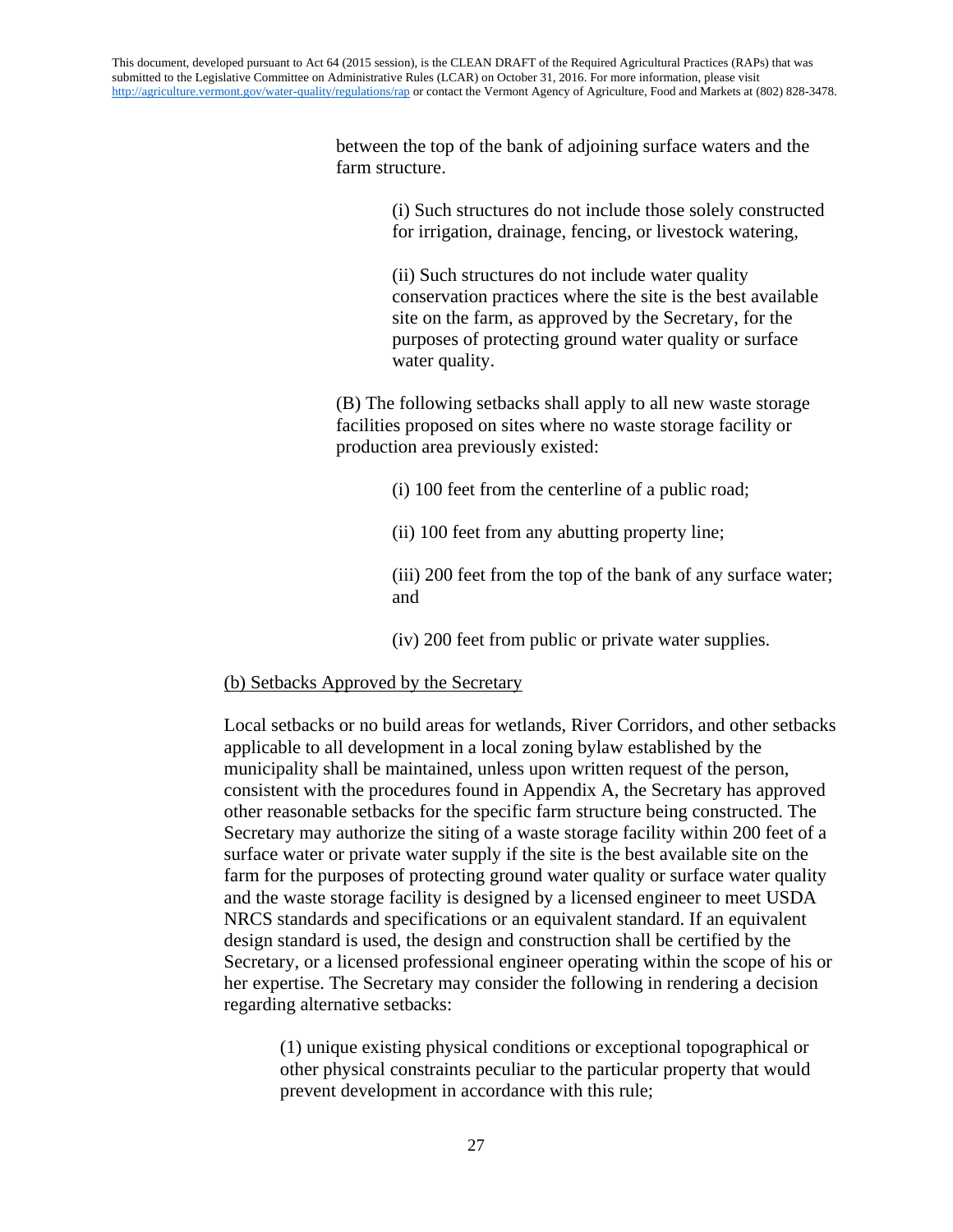between the top of the bank of adjoining surface waters and the farm structure.

(i) Such structures do not include those solely constructed for irrigation, drainage, fencing, or livestock watering,

(ii) Such structures do not include water quality conservation practices where the site is the best available site on the farm, as approved by the Secretary, for the purposes of protecting ground water quality or surface water quality.

(B) The following setbacks shall apply to all new waste storage facilities proposed on sites where no waste storage facility or production area previously existed:

(i) 100 feet from the centerline of a public road;

(ii) 100 feet from any abutting property line;

(iii) 200 feet from the top of the bank of any surface water; and

(iv) 200 feet from public or private water supplies.

<u>(b) Setbacks Approved by the Secretary</u>

Local setbacks or no build areas for wetlands, River Corridors, and other setbacks applicable to all development in a local zoning bylaw established by the municipality shall be maintained, unless upon written request of the person, consistent with the procedures found in Appendix A, the Secretary has approved other reasonable setbacks for the specific farm structure being constructed. The Secretary may authorize the siting of a waste storage facility within 200 feet of a surface water or private water supply if the site is the best available site on the farm for the purposes of protecting ground water quality or surface water quality and the waste storage facility is designed by a licensed engineer to meet USDA NRCS standards and specifications or an equivalent standard. If an equivalent design standard is used, the design and construction shall be certified by the Secretary, or a licensed professional engineer operating within the scope of his or her expertise. The Secretary may consider the following in rendering a decision regarding alternative setbacks:

(1) unique existing physical conditions or exceptional topographical or other physical constraints peculiar to the particular property that would prevent development in accordance with this rule;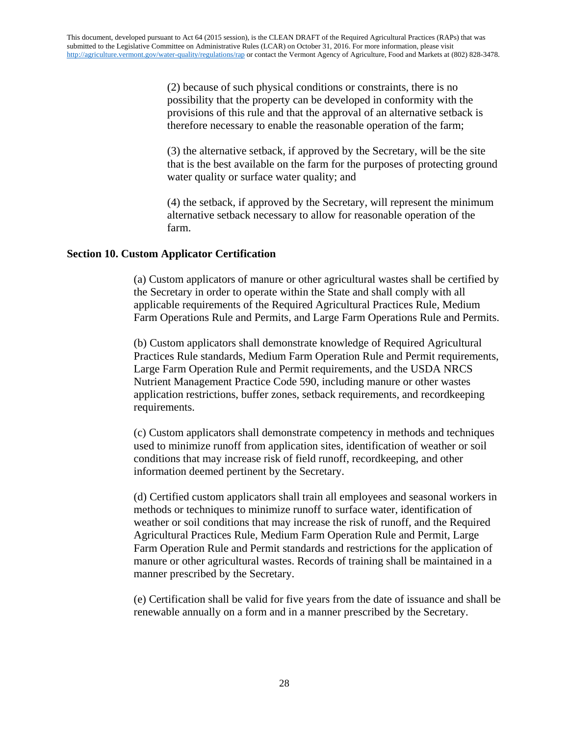(2) because of such physical conditions or constraints, there is no possibility that the property can be developed in conformity with the provisions of this rule and that the approval of an alternative setback is therefore necessary to enable the reasonable operation of the farm;

(3) the alternative setback, if approved by the Secretary, will be the site that is the best available on the farm for the purposes of protecting ground water quality or surface water quality; and

(4) the setback, if approved by the Secretary, will represent the minimum alternative setback necessary to allow for reasonable operation of the farm.

## Section 10. Custom Applicator Certification

(a) Custom applicators of manure or other agricultural wastes shall be certified by the Secretary in order to operate within the State and shall comply with all applicable requirements of the Required Agricultural Practices Rule, Medium Farm Operations Rule and Permits, and Large Farm Operations Rule and Permits.

(b) Custom applicators shall demonstrate knowledge of Required Agricultural Practices Rule standards, Medium Farm Operation Rule and Permit requirements, Large Farm Operation Rule and Permit requirements, and the USDA NRCS Nutrient Management Practice Code 590, including manure or other wastes application restrictions, buffer zones, setback requirements, and recordkeeping requirements.

(c) Custom applicators shall demonstrate competency in methods and techniques used to minimize runoff from application sites, identification of weather or soil conditions that may increase risk of field runoff, recordkeeping, and other information deemed pertinent by the Secretary.

(d) Certified custom applicators shall train all employees and seasonal workers in methods or techniques to minimize runoff to surface water, identification of weather or soil conditions that may increase the risk of runoff, and the Required Agricultural Practices Rule, Medium Farm Operation Rule and Permit, Large Farm Operation Rule and Permit standards and restrictions for the application of manure or other agricultural wastes. Records of training shall be maintained in a manner prescribed by the Secretary.

(e) Certification shall be valid for five years from the date of issuance and shall be renewable annually on a form and in a manner prescribed by the Secretary.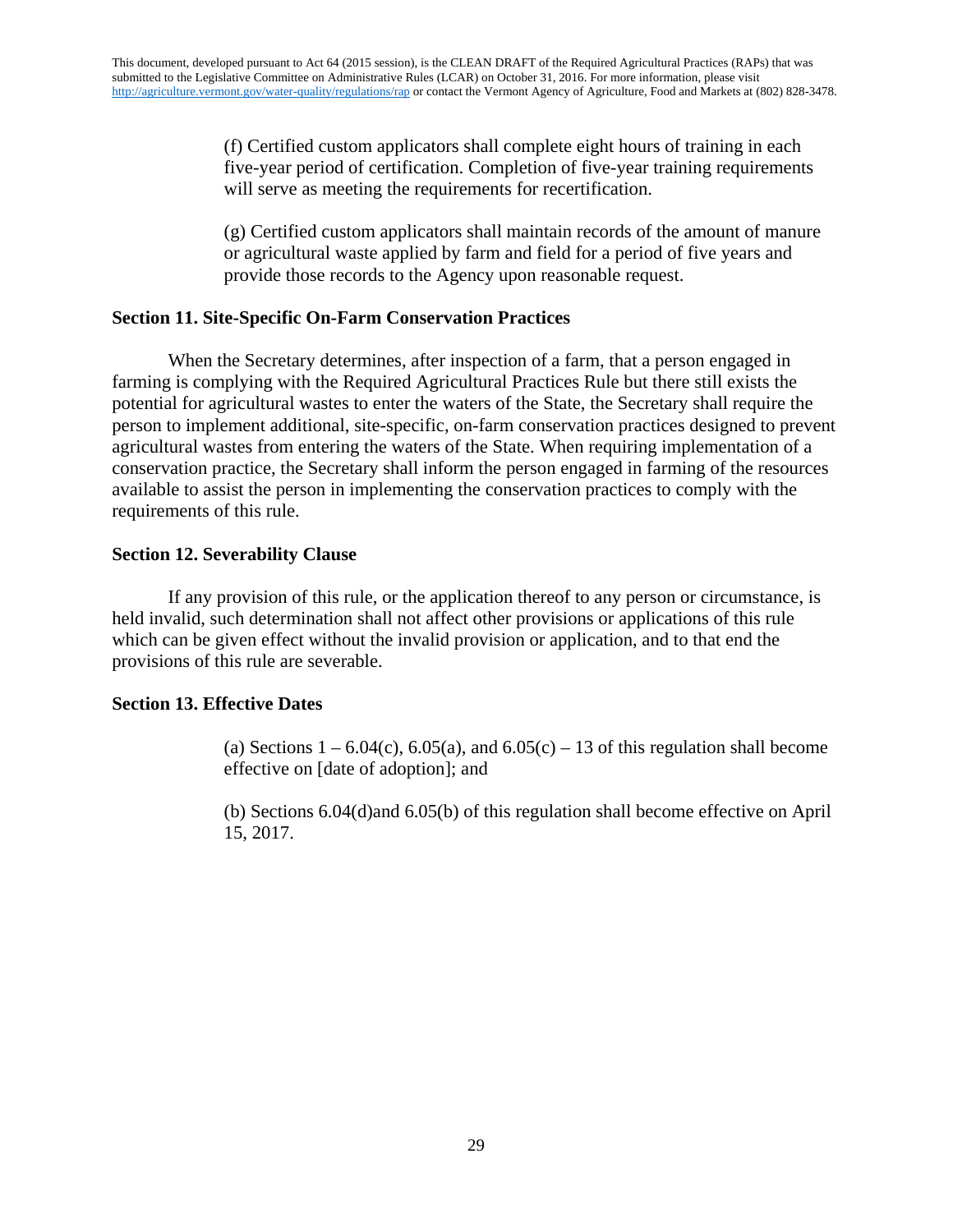(f) Certified custom applicators shall complete eight hours of training in each five-year period of certification. Completion of five-year training requirements will serve as meeting the requirements for recertification.

(g) Certified custom applicators shall maintain records of the amount of manure or agricultural waste applied by farm and field for a period of five years and provide those records to the Agency upon reasonable request.

## Section 11. Site-Specific On-Farm Conservation Practices

When the Secretary determines, after inspection of a farm, that a person engaged in farming is complying with the Required Agricultural Practices Rule but there still exists the potential for agricultural wastes to enter the waters of the State, the Secretary shall require the person to implement additional, site-specific, on-farm conservation practices designed to prevent agricultural wastes from entering the waters of the State. When requiring implementation of a conservation practice, the Secretary shall inform the person engaged in farming of the resources available to assist the person in implementing the conservation practices to comply with the requirements of this rule.

## Section 12. Severability Clause

If any provision of this rule, or the application thereof to any person or circumstance, is held invalid, such determination shall not affect other provisions or applications of this rule which can be given effect without the invalid provision or application, and to that end the provisions of this rule are severable.

## Section 13. Effective Dates

(a) Sections 1 – 6.04(c), 6.05(a), and 6.05(c) – 13 of this regulation shall become effective on [date of adoption]; and

(b) Sections 6.04(d)and 6.05(b) of this regulation shall become effective on April 15, 2017.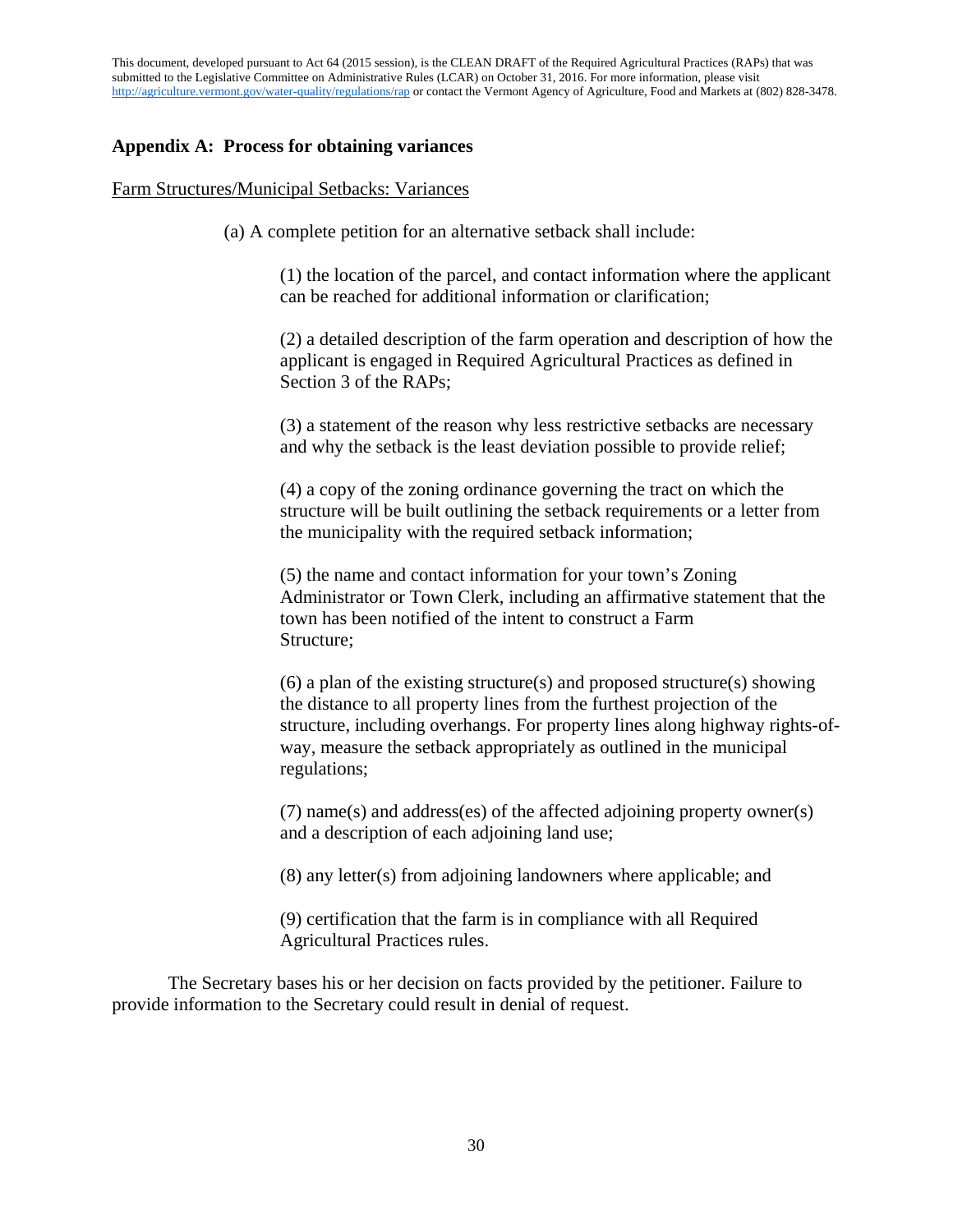This document, developed pursuant to Act 64 (2015 session), is the CLEAN DRAFT of the Required Agricultural Practices (RAPs) that was submitted to the Legislative Committee on Administrative Rules (LCAR) on October 31, 2016. For more information, please visit http://agriculture.vermont.gov/water-quality/regulations/rap or contact the Vermont Agency of Agriculture, Food and Markets at (802) 828-3478.

## Appendix A: Process for obtaining variances

Farm Structures/Municipal Setbacks: Variances

(a) A complete petition for an alternative setback shall include:

(1) the location of the parcel, and contact information where the applicant can be reached for additional information or clarification;

(2) a detailed description of the farm operation and description of how the applicant is engaged in Required Agricultural Practices as defined in Section 3 of the RAPs;

(3) a statement of the reason why less restrictive setbacks are necessary and why the setback is the least deviation possible to provide relief;

(4) a copy of the zoning ordinance governing the tract on which the structure will be built outlining the setback requirements or a letter from the municipality with the required setback information;

(5) the name and contact information for your town's Zoning Administrator or Town Clerk, including an affirmative statement that the town has been notified of the intent to construct a Farm Structure;

(6) a plan of the existing structure(s) and proposed structure(s) showing the distance to all property lines from the furthest projection of the structure, including overhangs. For property lines along highway rights-of-way, measure the setback appropriately as outlined in the municipal regulations;

(7) name(s) and address(es) of the affected adjoining property owner(s) and a description of each adjoining land use;

(8) any letter(s) from adjoining landowners where applicable; and

(9) certification that the farm is in compliance with all Required Agricultural Practices rules.

The Secretary bases his or her decision on facts provided by the petitioner. Failure to provide information to the Secretary could result in denial of request.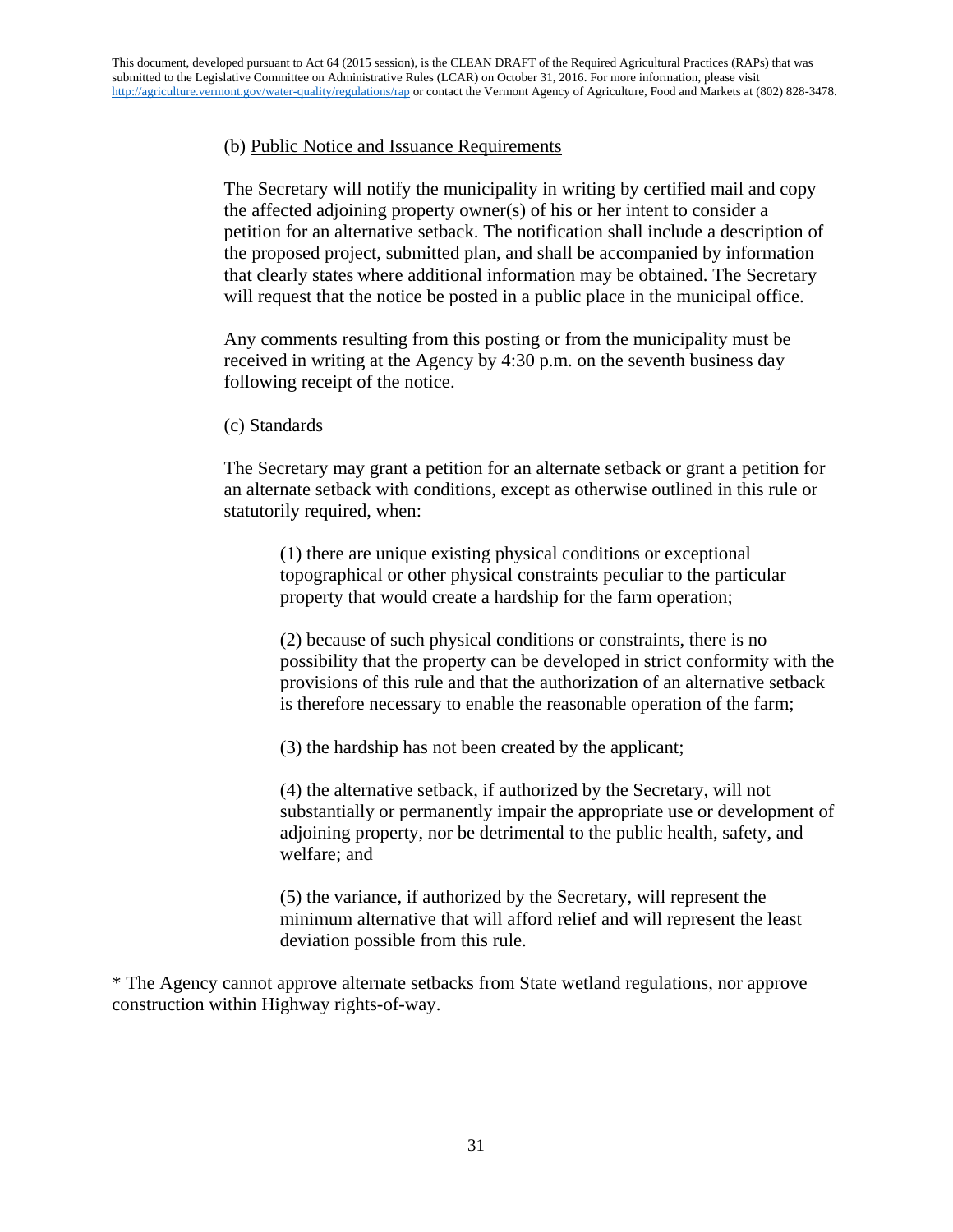(b) Public Notice and Issuance Requirements

The Secretary will notify the municipality in writing by certified mail and copy the affected adjoining property owner(s) of his or her intent to consider a petition for an alternative setback. The notification shall include a description of the proposed project, submitted plan, and shall be accompanied by information that clearly states where additional information may be obtained. The Secretary will request that the notice be posted in a public place in the municipal office.

Any comments resulting from this posting or from the municipality must be received in writing at the Agency by 4:30 p.m. on the seventh business day following receipt of the notice.

(c) Standards

The Secretary may grant a petition for an alternate setback or grant a petition for an alternate setback with conditions, except as otherwise outlined in this rule or statutorily required, when:

(1) there are unique existing physical conditions or exceptional topographical or other physical constraints peculiar to the particular property that would create a hardship for the farm operation;

(2) because of such physical conditions or constraints, there is no possibility that the property can be developed in strict conformity with the provisions of this rule and that the authorization of an alternative setback is therefore necessary to enable the reasonable operation of the farm;

(3) the hardship has not been created by the applicant;

(4) the alternative setback, if authorized by the Secretary, will not substantially or permanently impair the appropriate use or development of adjoining property, nor be detrimental to the public health, safety, and welfare; and

(5) the variance, if authorized by the Secretary, will represent the minimum alternative that will afford relief and will represent the least deviation possible from this rule.

* The Agency cannot approve alternate setbacks from State wetland regulations, nor approve construction within Highway rights-of-way.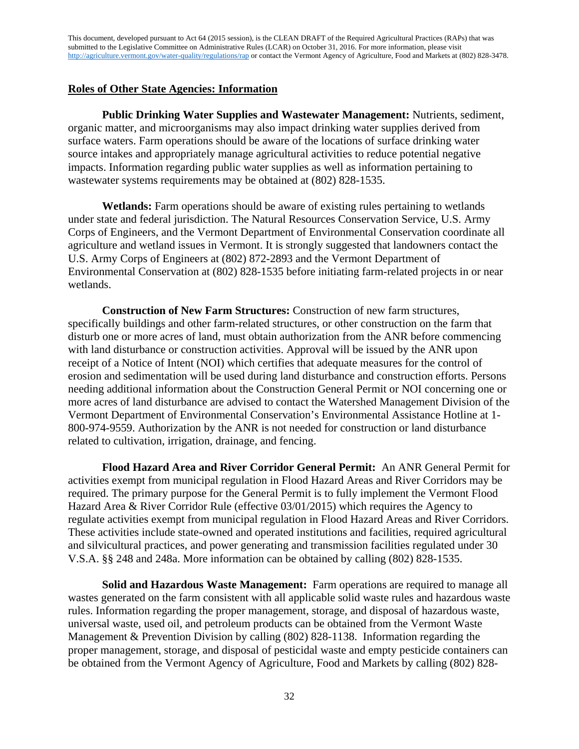This document, developed pursuant to Act 64 (2015 session), is the CLEAN DRAFT of the Required Agricultural Practices (RAPs) that was submitted to the Legislative Committee on Administrative Rules (LCAR) on October 31, 2016. For more information, please visit http://agriculture.vermont.gov/water-quality/regulations/rap or contact the Vermont Agency of Agriculture, Food and Markets at (802) 828-3478.

## Roles of Other State Agencies: Information

**Public Drinking Water Supplies and Wastewater Management:** Nutrients, sediment, organic matter, and microorganisms may also impact drinking water supplies derived from surface waters. Farm operations should be aware of the locations of surface drinking water source intakes and appropriately manage agricultural activities to reduce potential negative impacts. Information regarding public water supplies as well as information pertaining to wastewater systems requirements may be obtained at (802) 828-1535.

**Wetlands:** Farm operations should be aware of existing rules pertaining to wetlands under state and federal jurisdiction. The Natural Resources Conservation Service, U.S. Army Corps of Engineers, and the Vermont Department of Environmental Conservation coordinate all agriculture and wetland issues in Vermont. It is strongly suggested that landowners contact the U.S. Army Corps of Engineers at (802) 872-2893 and the Vermont Department of Environmental Conservation at (802) 828-1535 before initiating farm-related projects in or near wetlands.

**Construction of New Farm Structures:** Construction of new farm structures, specifically buildings and other farm-related structures, or other construction on the farm that disturb one or more acres of land, must obtain authorization from the ANR before commencing with land disturbance or construction activities. Approval will be issued by the ANR upon receipt of a Notice of Intent (NOI) which certifies that adequate measures for the control of erosion and sedimentation will be used during land disturbance and construction efforts. Persons needing additional information about the Construction General Permit or NOI concerning one or more acres of land disturbance are advised to contact the Watershed Management Division of the Vermont Department of Environmental Conservation's Environmental Assistance Hotline at 1-800-974-9559. Authorization by the ANR is not needed for construction or land disturbance related to cultivation, irrigation, drainage, and fencing.

**Flood Hazard Area and River Corridor General Permit:** An ANR General Permit for activities exempt from municipal regulation in Flood Hazard Areas and River Corridors may be required. The primary purpose for the General Permit is to fully implement the Vermont Flood Hazard Area & River Corridor Rule (effective 03/01/2015) which requires the Agency to regulate activities exempt from municipal regulation in Flood Hazard Areas and River Corridors. These activities include state-owned and operated institutions and facilities, required agricultural and silvicultural practices, and power generating and transmission facilities regulated under 30 V.S.A. §§ 248 and 248a. More information can be obtained by calling (802) 828-1535.

**Solid and Hazardous Waste Management:** Farm operations are required to manage all wastes generated on the farm consistent with all applicable solid waste rules and hazardous waste rules. Information regarding the proper management, storage, and disposal of hazardous waste, universal waste, used oil, and petroleum products can be obtained from the Vermont Waste Management & Prevention Division by calling (802) 828-1138. Information regarding the proper management, storage, and disposal of pesticidal waste and empty pesticide containers can be obtained from the Vermont Agency of Agriculture, Food and Markets by calling (802) 828-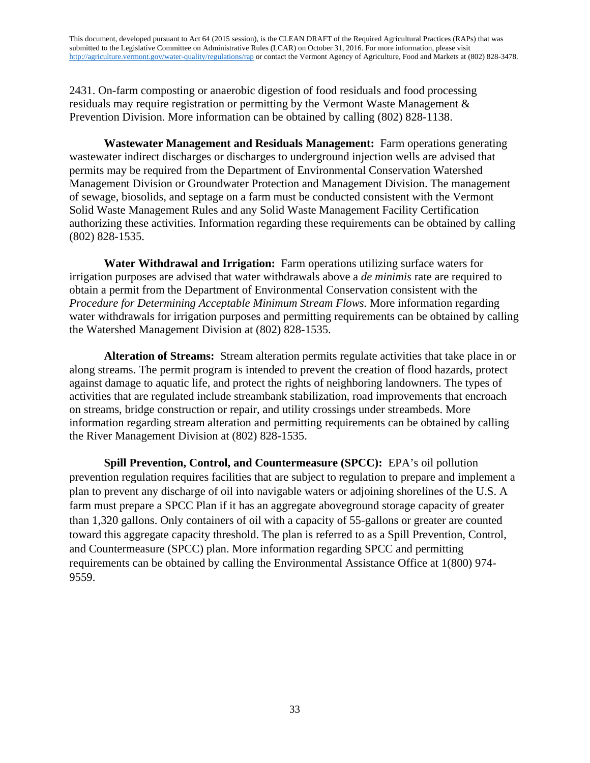2431. On-farm composting or anaerobic digestion of food residuals and food processing residuals may require registration or permitting by the Vermont Waste Management & Prevention Division. More information can be obtained by calling (802) 828-1138.

**Wastewater Management and Residuals Management:** Farm operations generating wastewater indirect discharges or discharges to underground injection wells are advised that permits may be required from the Department of Environmental Conservation Watershed Management Division or Groundwater Protection and Management Division. The management of sewage, biosolids, and septage on a farm must be conducted consistent with the Vermont Solid Waste Management Rules and any Solid Waste Management Facility Certification authorizing these activities. Information regarding these requirements can be obtained by calling (802) 828-1535.

**Water Withdrawal and Irrigation:** Farm operations utilizing surface waters for irrigation purposes are advised that water withdrawals above a *de minimis* rate are required to obtain a permit from the Department of Environmental Conservation consistent with the *Procedure for Determining Acceptable Minimum Stream Flows.* More information regarding water withdrawals for irrigation purposes and permitting requirements can be obtained by calling the Watershed Management Division at (802) 828-1535.

**Alteration of Streams:** Stream alteration permits regulate activities that take place in or along streams. The permit program is intended to prevent the creation of flood hazards, protect against damage to aquatic life, and protect the rights of neighboring landowners. The types of activities that are regulated include streambank stabilization, road improvements that encroach on streams, bridge construction or repair, and utility crossings under streambeds. More information regarding stream alteration and permitting requirements can be obtained by calling the River Management Division at (802) 828-1535.

**Spill Prevention, Control, and Countermeasure (SPCC):** EPA's oil pollution prevention regulation requires facilities that are subject to regulation to prepare and implement a plan to prevent any discharge of oil into navigable waters or adjoining shorelines of the U.S. A farm must prepare a SPCC Plan if it has an aggregate aboveground storage capacity of greater than 1,320 gallons. Only containers of oil with a capacity of 55-gallons or greater are counted toward this aggregate capacity threshold. The plan is referred to as a Spill Prevention, Control, and Countermeasure (SPCC) plan. More information regarding SPCC and permitting requirements can be obtained by calling the Environmental Assistance Office at 1(800) 974-9559.